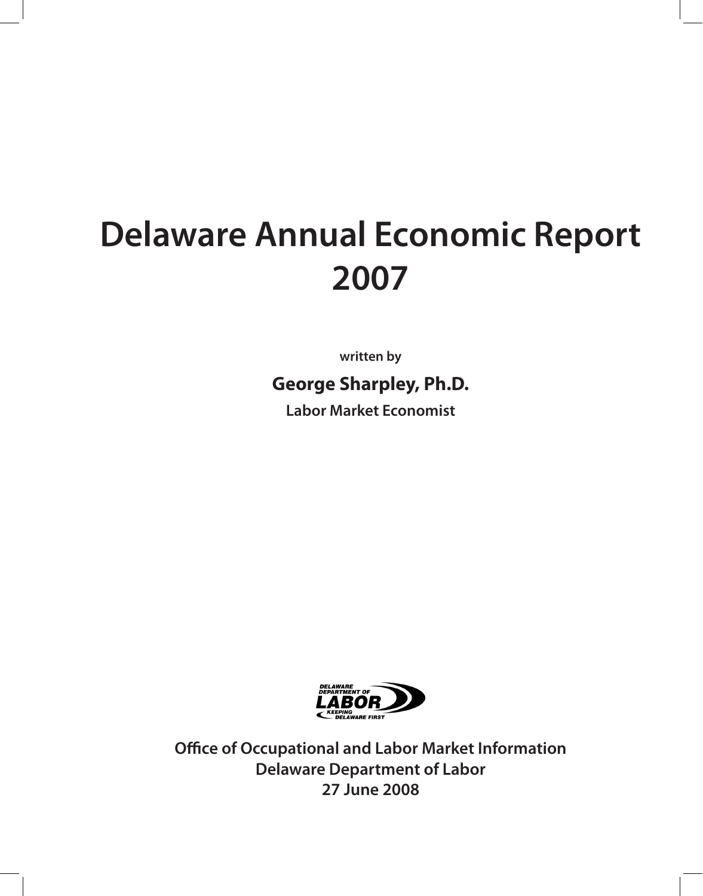# Delaware Annual Economic Report 2007

**written by**

**George Sharpley, Ph.D.**

**Labor Market Economist**

**Office of Occupational and Labor Market Information**
**Delaware Department of Labor**
**27 June 2008**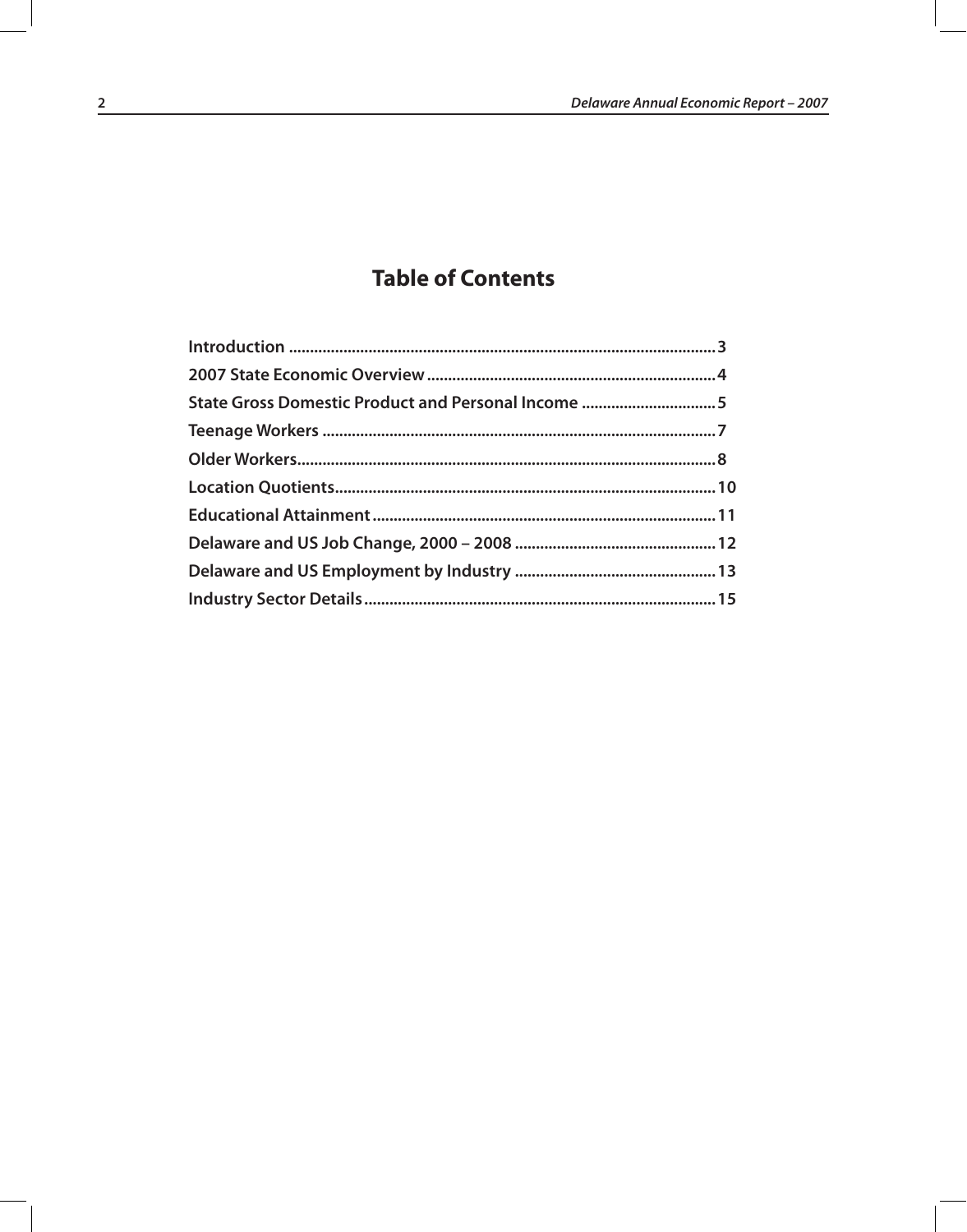# Table of Contents

Introduction ....................................................................................................3

2007 State Economic Overview ....................................................................4

State Gross Domestic Product and Personal Income ................................5

Teenage Workers ............................................................................................7

Older Workers..................................................................................................8

Location Quotients.........................................................................................10

Educational Attainment ................................................................................11

Delaware and US Job Change, 2000 – 2008 ...............................................12

Delaware and US Employment by Industry ...............................................13

Industry Sector Details ..................................................................................15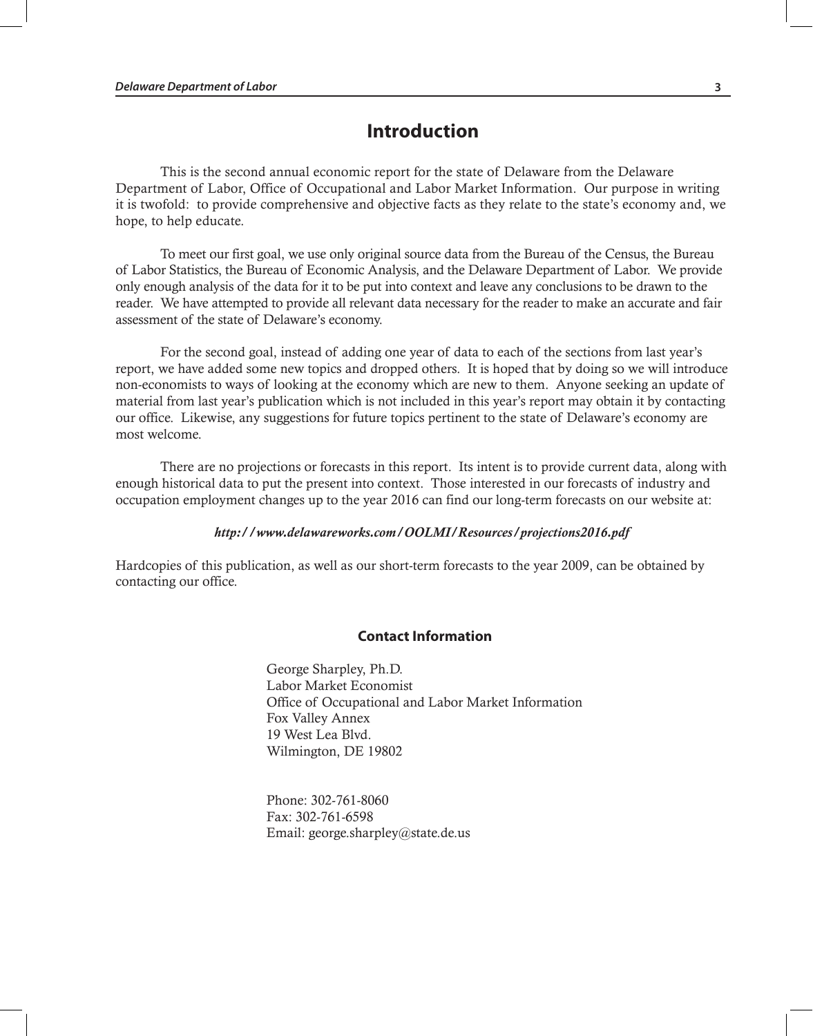# Introduction

This is the second annual economic report for the state of Delaware from the Delaware Department of Labor, Office of Occupational and Labor Market Information. Our purpose in writing it is twofold: to provide comprehensive and objective facts as they relate to the state's economy and, we hope, to help educate.

To meet our first goal, we use only original source data from the Bureau of the Census, the Bureau of Labor Statistics, the Bureau of Economic Analysis, and the Delaware Department of Labor. We provide only enough analysis of the data for it to be put into context and leave any conclusions to be drawn to the reader. We have attempted to provide all relevant data necessary for the reader to make an accurate and fair assessment of the state of Delaware's economy.

For the second goal, instead of adding one year of data to each of the sections from last year's report, we have added some new topics and dropped others. It is hoped that by doing so we will introduce non-economists to ways of looking at the economy which are new to them. Anyone seeking an update of material from last year's publication which is not included in this year's report may obtain it by contacting our office. Likewise, any suggestions for future topics pertinent to the state of Delaware's economy are most welcome.

There are no projections or forecasts in this report. Its intent is to provide current data, along with enough historical data to put the present into context. Those interested in our forecasts of industry and occupation employment changes up to the year 2016 can find our long-term forecasts on our website at:

***http://www.delawareworks.com/OOLMI/Resources/projections2016.pdf***

Hardcopies of this publication, as well as our short-term forecasts to the year 2009, can be obtained by contacting our office.

### Contact Information

George Sharpley, Ph.D.
Labor Market Economist
Office of Occupational and Labor Market Information
Fox Valley Annex
19 West Lea Blvd.
Wilmington, DE 19802

Phone: 302-761-8060
Fax: 302-761-6598
Email: george.sharpley@state.de.us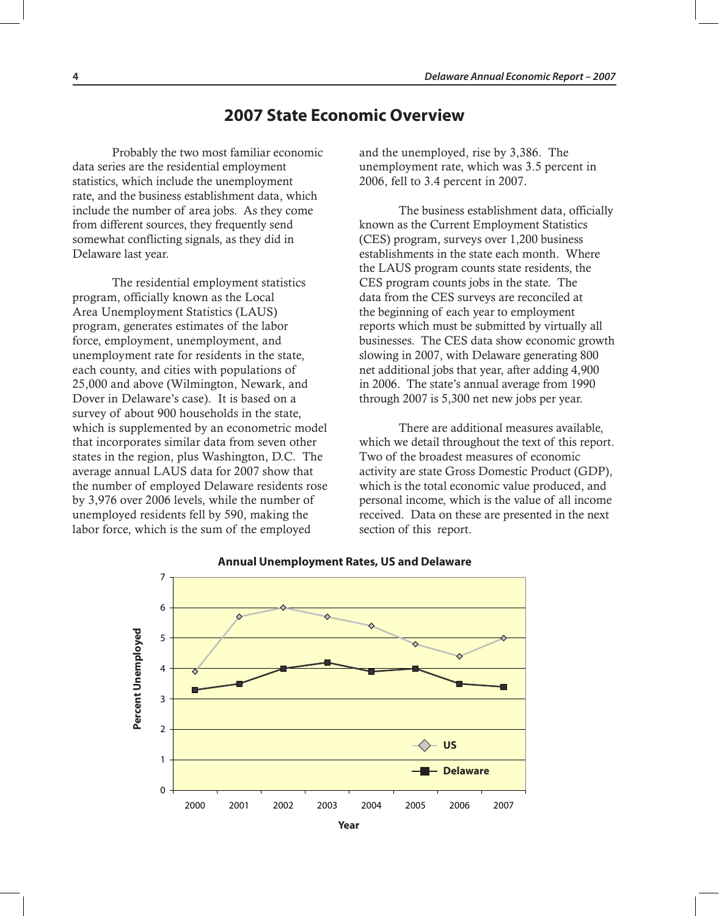## 2007 State Economic Overview

Probably the two most familiar economic data series are the residential employment statistics, which include the unemployment rate, and the business establishment data, which include the number of area jobs. As they come from different sources, they frequently send somewhat conflicting signals, as they did in Delaware last year.

The residential employment statistics program, officially known as the Local Area Unemployment Statistics (LAUS) program, generates estimates of the labor force, employment, unemployment, and unemployment rate for residents in the state, each county, and cities with populations of 25,000 and above (Wilmington, Newark, and Dover in Delaware's case). It is based on a survey of about 900 households in the state, which is supplemented by an econometric model that incorporates similar data from seven other states in the region, plus Washington, D.C. The average annual LAUS data for 2007 show that the number of employed Delaware residents rose by 3,976 over 2006 levels, while the number of unemployed residents fell by 590, making the labor force, which is the sum of the employed and the unemployed, rise by 3,386. The unemployment rate, which was 3.5 percent in 2006, fell to 3.4 percent in 2007.

The business establishment data, officially known as the Current Employment Statistics (CES) program, surveys over 1,200 business establishments in the state each month. Where the LAUS program counts state residents, the CES program counts jobs in the state. The data from the CES surveys are reconciled at the beginning of each year to employment reports which must be submitted by virtually all businesses. The CES data show economic growth slowing in 2007, with Delaware generating 800 net additional jobs that year, after adding 4,900 in 2006. The state's annual average from 1990 through 2007 is 5,300 net new jobs per year.

There are additional measures available, which we detail throughout the text of this report. Two of the broadest measures of economic activity are state Gross Domestic Product (GDP), which is the total economic value produced, and personal income, which is the value of all income received. Data on these are presented in the next section of this report.

**Annual Unemployment Rates, US and Delaware**

| Year | US | Delaware |
|---|---|---|
| 2000 | 3.9 | 3.3 |
| 2001 | 5.7 | 3.5 |
| 2002 | 6.0 | 4.0 |
| 2003 | 5.7 | 4.2 |
| 2004 | 5.4 | 3.9 |
| 2005 | 4.8 | 4.0 |
| 2006 | 4.4 | 3.5 |
| 2007 | 5.0 | 3.4 |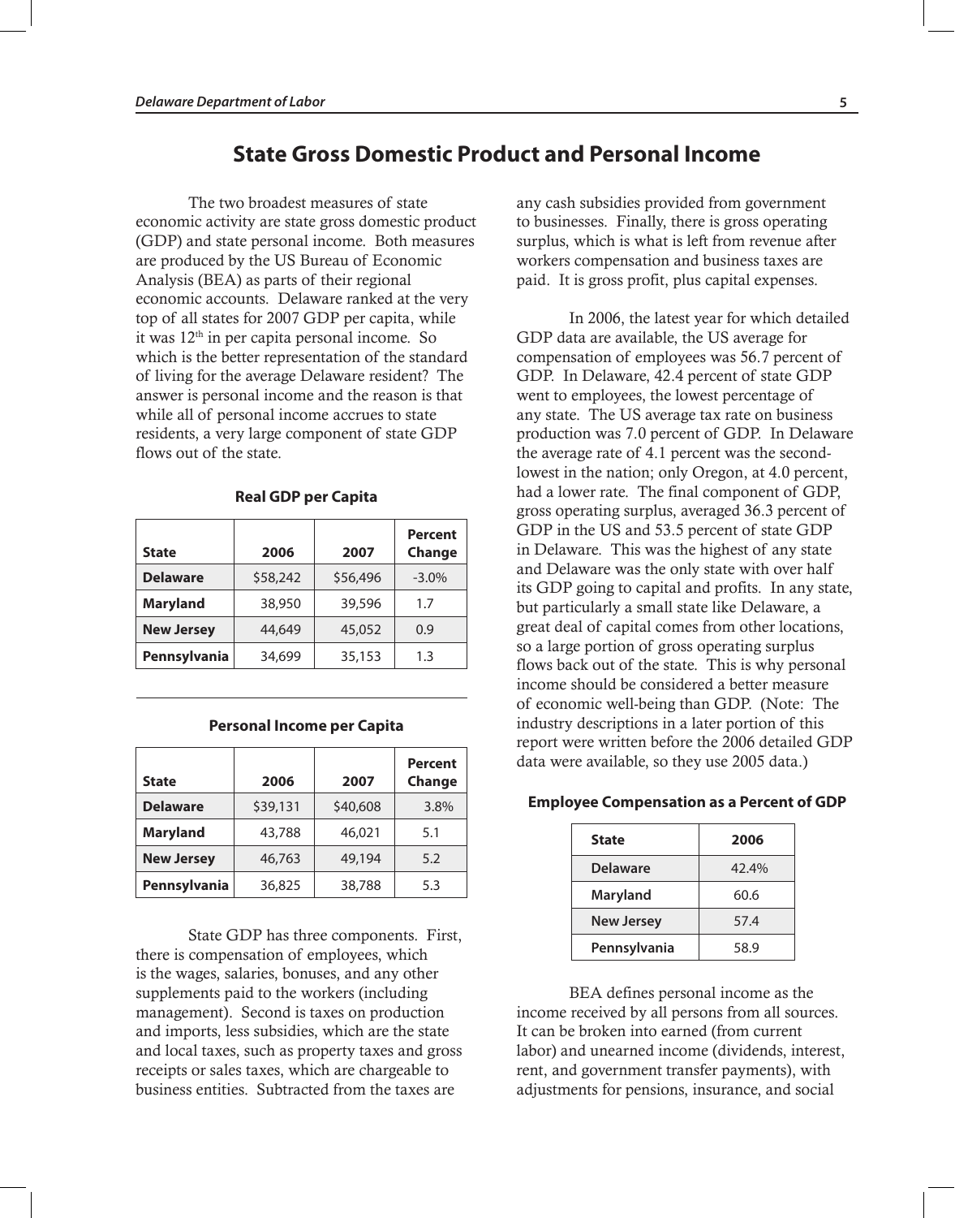# State Gross Domestic Product and Personal Income

The two broadest measures of state economic activity are state gross domestic product (GDP) and state personal income. Both measures are produced by the US Bureau of Economic Analysis (BEA) as parts of their regional economic accounts. Delaware ranked at the very top of all states for 2007 GDP per capita, while it was 12th in per capita personal income. So which is the better representation of the standard of living for the average Delaware resident? The answer is personal income and the reason is that while all of personal income accrues to state residents, a very large component of state GDP flows out of the state.

**Real GDP per Capita**

| State | 2006 | 2007 | Percent Change |
|---|---|---|---|
| **Delaware** | $58,242 | $56,496 | -3.0% |
| **Maryland** | 38,950 | 39,596 | 1.7 |
| **New Jersey** | 44,649 | 45,052 | 0.9 |
| **Pennsylvania** | 34,699 | 35,153 | 1.3 |

**Personal Income per Capita**

| State | 2006 | 2007 | Percent Change |
|---|---|---|---|
| **Delaware** | $39,131 | $40,608 | 3.8% |
| **Maryland** | 43,788 | 46,021 | 5.1 |
| **New Jersey** | 46,763 | 49,194 | 5.2 |
| **Pennsylvania** | 36,825 | 38,788 | 5.3 |

State GDP has three components. First, there is compensation of employees, which is the wages, salaries, bonuses, and any other supplements paid to the workers (including management). Second is taxes on production and imports, less subsidies, which are the state and local taxes, such as property taxes and gross receipts or sales taxes, which are chargeable to business entities. Subtracted from the taxes are any cash subsidies provided from government to businesses. Finally, there is gross operating surplus, which is what is left from revenue after workers compensation and business taxes are paid. It is gross profit, plus capital expenses.

In 2006, the latest year for which detailed GDP data are available, the US average for compensation of employees was 56.7 percent of GDP. In Delaware, 42.4 percent of state GDP went to employees, the lowest percentage of any state. The US average tax rate on business production was 7.0 percent of GDP. In Delaware the average rate of 4.1 percent was the second-lowest in the nation; only Oregon, at 4.0 percent, had a lower rate. The final component of GDP, gross operating surplus, averaged 36.3 percent of GDP in the US and 53.5 percent of state GDP in Delaware. This was the highest of any state and Delaware was the only state with over half its GDP going to capital and profits. In any state, but particularly a small state like Delaware, a great deal of capital comes from other locations, so a large portion of gross operating surplus flows back out of the state. This is why personal income should be considered a better measure of economic well-being than GDP. (Note: The industry descriptions in a later portion of this report were written before the 2006 detailed GDP data were available, so they use 2005 data.)

**Employee Compensation as a Percent of GDP**

| State | 2006 |
|---|---|
| Delaware | 42.4% |
| Maryland | 60.6 |
| New Jersey | 57.4 |
| Pennsylvania | 58.9 |

BEA defines personal income as the income received by all persons from all sources. It can be broken into earned (from current labor) and unearned income (dividends, interest, rent, and government transfer payments), with adjustments for pensions, insurance, and social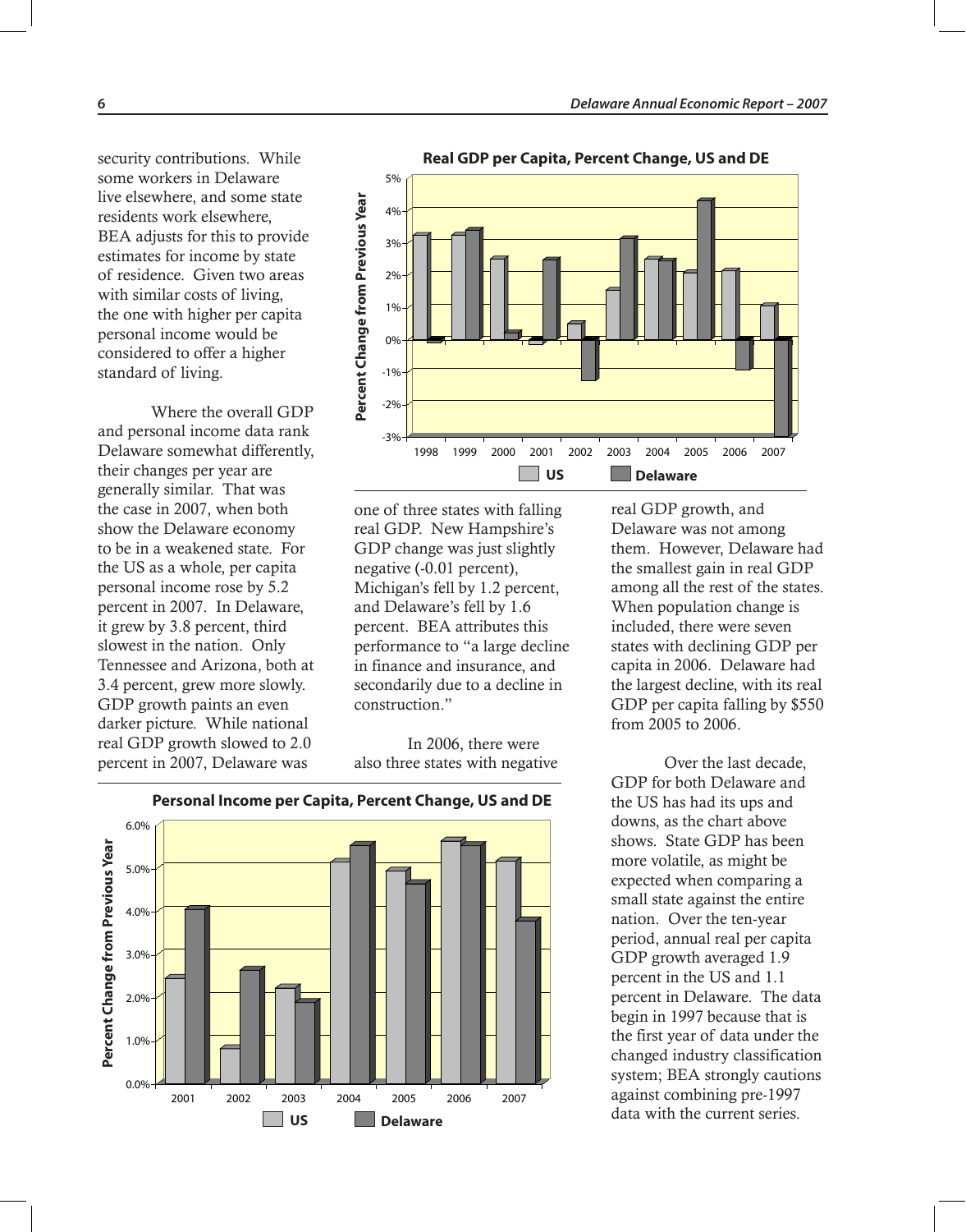security contributions. While some workers in Delaware live elsewhere, and some state residents work elsewhere, BEA adjusts for this to provide estimates for income by state of residence. Given two areas with similar costs of living, the one with higher per capita personal income would be considered to offer a higher standard of living.

Where the overall GDP and personal income data rank Delaware somewhat differently, their changes per year are generally similar. That was the case in 2007, when both show the Delaware economy to be in a weakened state. For the US as a whole, per capita personal income rose by 5.2 percent in 2007. In Delaware, it grew by 3.8 percent, third slowest in the nation. Only Tennessee and Arizona, both at 3.4 percent, grew more slowly. GDP growth paints an even darker picture. While national real GDP growth slowed to 2.0 percent in 2007, Delaware was one of three states with falling real GDP. New Hampshire's GDP change was just slightly negative (-0.01 percent), Michigan's fell by 1.2 percent, and Delaware's fell by 1.6 percent. BEA attributes this performance to "a large decline in finance and insurance, and secondarily due to a decline in construction."

In 2006, there were also three states with negative real GDP growth, and Delaware was not among them. However, Delaware had the smallest gain in real GDP among all the rest of the states. When population change is included, there were seven states with declining GDP per capita in 2006. Delaware had the largest decline, with its real GDP per capita falling by $550 from 2005 to 2006.

Over the last decade, GDP for both Delaware and the US has had its ups and downs, as the chart above shows. State GDP has been more volatile, as might be expected when comparing a small state against the entire nation. Over the ten-year period, annual real per capita GDP growth averaged 1.9 percent in the US and 1.1 percent in Delaware. The data begin in 1997 because that is the first year of data under the changed industry classification system; BEA strongly cautions against combining pre-1997 data with the current series.

**Real GDP per Capita, Percent Change, US and DE**

**Personal Income per Capita, Percent Change, US and DE**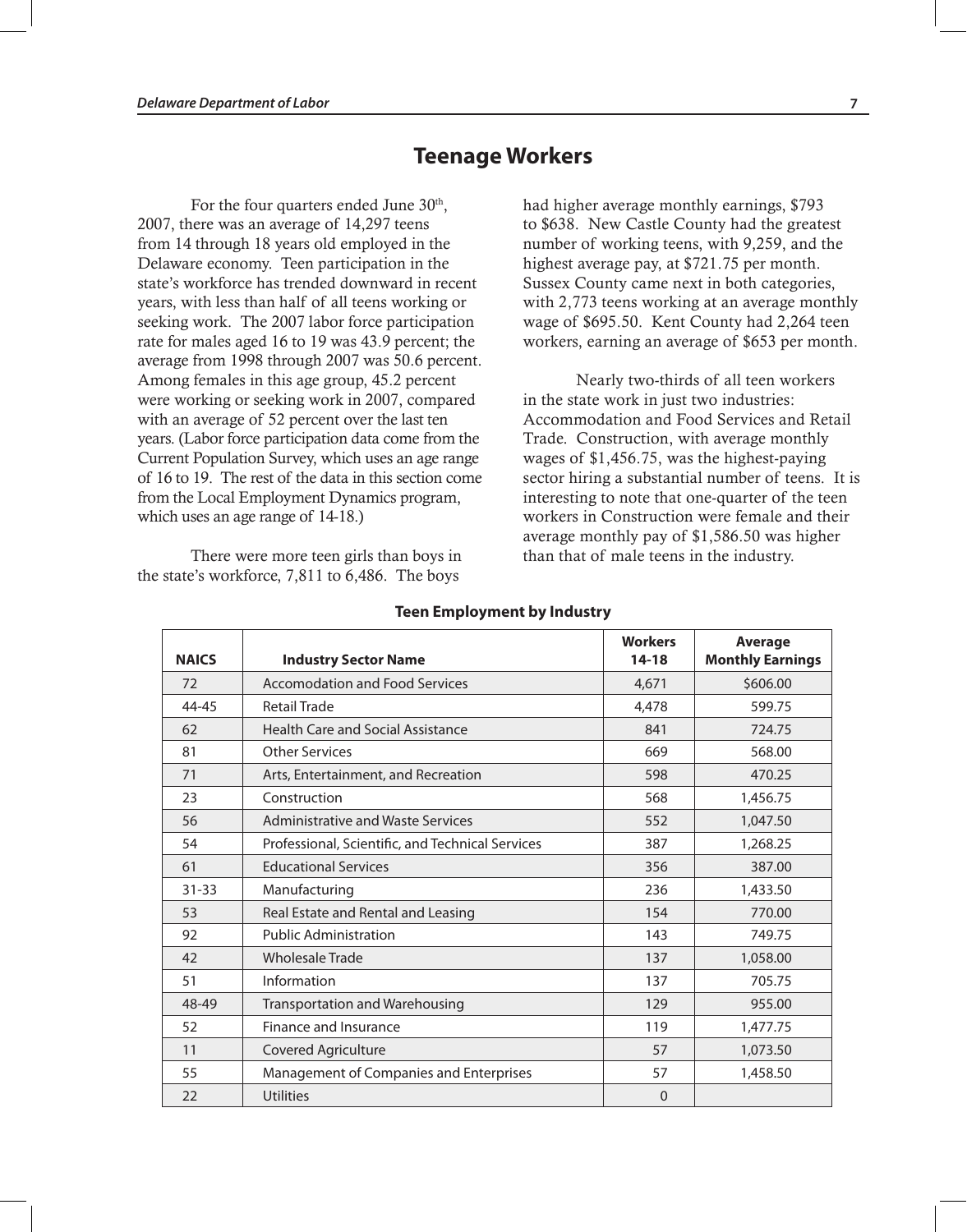# Teenage Workers

For the four quarters ended June 30th, 2007, there was an average of 14,297 teens from 14 through 18 years old employed in the Delaware economy. Teen participation in the state's workforce has trended downward in recent years, with less than half of all teens working or seeking work. The 2007 labor force participation rate for males aged 16 to 19 was 43.9 percent; the average from 1998 through 2007 was 50.6 percent. Among females in this age group, 45.2 percent were working or seeking work in 2007, compared with an average of 52 percent over the last ten years. (Labor force participation data come from the Current Population Survey, which uses an age range of 16 to 19. The rest of the data in this section come from the Local Employment Dynamics program, which uses an age range of 14-18.)

There were more teen girls than boys in the state's workforce, 7,811 to 6,486. The boys had higher average monthly earnings, $793 to $638. New Castle County had the greatest number of working teens, with 9,259, and the highest average pay, at $721.75 per month. Sussex County came next in both categories, with 2,773 teens working at an average monthly wage of $695.50. Kent County had 2,264 teen workers, earning an average of $653 per month.

Nearly two-thirds of all teen workers in the state work in just two industries: Accommodation and Food Services and Retail Trade. Construction, with average monthly wages of $1,456.75, was the highest-paying sector hiring a substantial number of teens. It is interesting to note that one-quarter of the teen workers in Construction were female and their average monthly pay of $1,586.50 was higher than that of male teens in the industry.

**Teen Employment by Industry**

| NAICS | Industry Sector Name | Workers 14-18 | Average Monthly Earnings |
|---|---|---|---|
| 72 | Accomodation and Food Services | 4,671 | $606.00 |
| 44-45 | Retail Trade | 4,478 | 599.75 |
| 62 | Health Care and Social Assistance | 841 | 724.75 |
| 81 | Other Services | 669 | 568.00 |
| 71 | Arts, Entertainment, and Recreation | 598 | 470.25 |
| 23 | Construction | 568 | 1,456.75 |
| 56 | Administrative and Waste Services | 552 | 1,047.50 |
| 54 | Professional, Scientific, and Technical Services | 387 | 1,268.25 |
| 61 | Educational Services | 356 | 387.00 |
| 31-33 | Manufacturing | 236 | 1,433.50 |
| 53 | Real Estate and Rental and Leasing | 154 | 770.00 |
| 92 | Public Administration | 143 | 749.75 |
| 42 | Wholesale Trade | 137 | 1,058.00 |
| 51 | Information | 137 | 705.75 |
| 48-49 | Transportation and Warehousing | 129 | 955.00 |
| 52 | Finance and Insurance | 119 | 1,477.75 |
| 11 | Covered Agriculture | 57 | 1,073.50 |
| 55 | Management of Companies and Enterprises | 57 | 1,458.50 |
| 22 | Utilities | 0 | |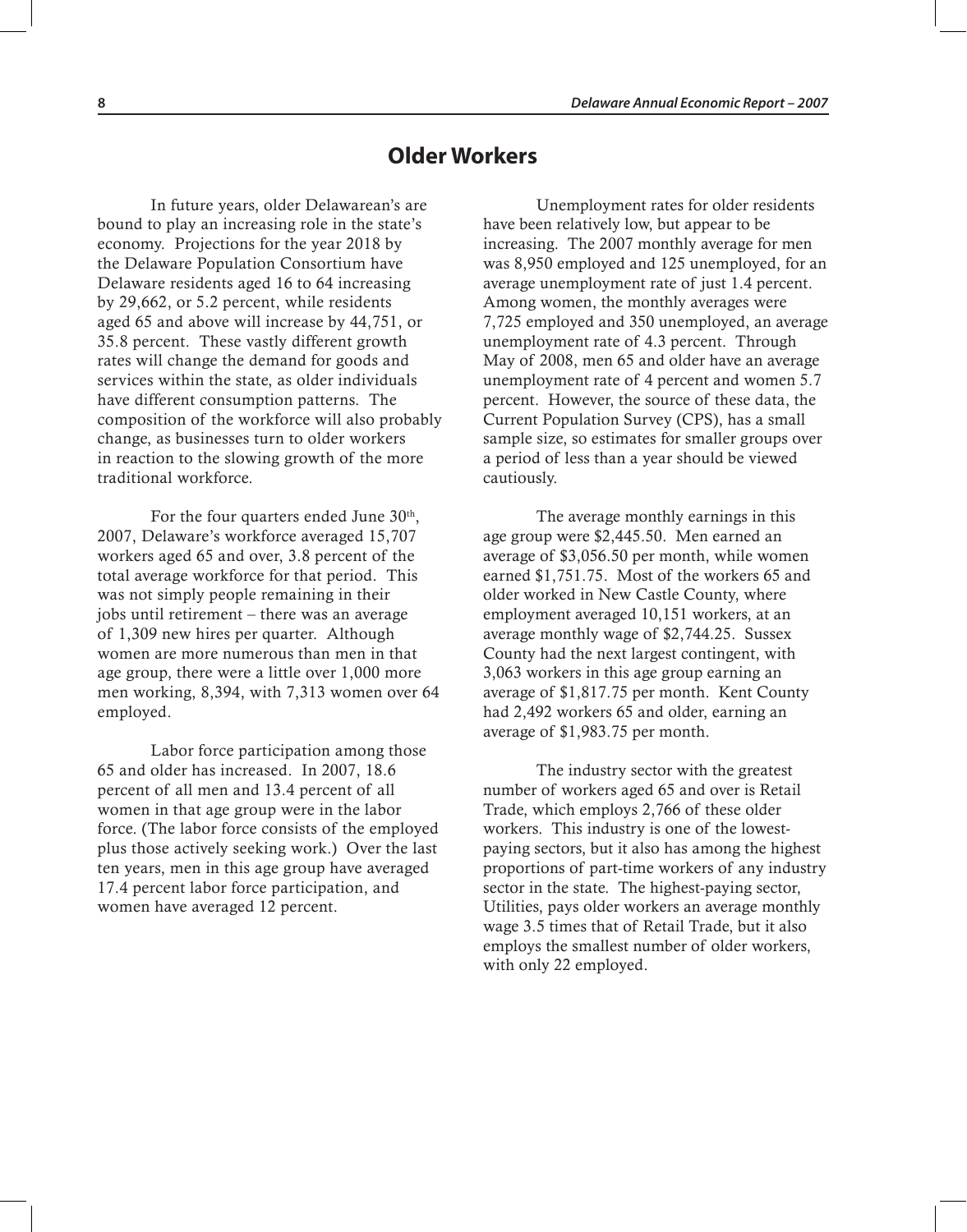## Older Workers

In future years, older Delawarean's are bound to play an increasing role in the state's economy. Projections for the year 2018 by the Delaware Population Consortium have Delaware residents aged 16 to 64 increasing by 29,662, or 5.2 percent, while residents aged 65 and above will increase by 44,751, or 35.8 percent. These vastly different growth rates will change the demand for goods and services within the state, as older individuals have different consumption patterns. The composition of the workforce will also probably change, as businesses turn to older workers in reaction to the slowing growth of the more traditional workforce.

For the four quarters ended June 30th, 2007, Delaware's workforce averaged 15,707 workers aged 65 and over, 3.8 percent of the total average workforce for that period. This was not simply people remaining in their jobs until retirement – there was an average of 1,309 new hires per quarter. Although women are more numerous than men in that age group, there were a little over 1,000 more men working, 8,394, with 7,313 women over 64 employed.

Labor force participation among those 65 and older has increased. In 2007, 18.6 percent of all men and 13.4 percent of all women in that age group were in the labor force. (The labor force consists of the employed plus those actively seeking work.) Over the last ten years, men in this age group have averaged 17.4 percent labor force participation, and women have averaged 12 percent.

Unemployment rates for older residents have been relatively low, but appear to be increasing. The 2007 monthly average for men was 8,950 employed and 125 unemployed, for an average unemployment rate of just 1.4 percent. Among women, the monthly averages were 7,725 employed and 350 unemployed, an average unemployment rate of 4.3 percent. Through May of 2008, men 65 and older have an average unemployment rate of 4 percent and women 5.7 percent. However, the source of these data, the Current Population Survey (CPS), has a small sample size, so estimates for smaller groups over a period of less than a year should be viewed cautiously.

The average monthly earnings in this age group were $2,445.50. Men earned an average of $3,056.50 per month, while women earned $1,751.75. Most of the workers 65 and older worked in New Castle County, where employment averaged 10,151 workers, at an average monthly wage of $2,744.25. Sussex County had the next largest contingent, with 3,063 workers in this age group earning an average of $1,817.75 per month. Kent County had 2,492 workers 65 and older, earning an average of $1,983.75 per month.

The industry sector with the greatest number of workers aged 65 and over is Retail Trade, which employs 2,766 of these older workers. This industry is one of the lowest-paying sectors, but it also has among the highest proportions of part-time workers of any industry sector in the state. The highest-paying sector, Utilities, pays older workers an average monthly wage 3.5 times that of Retail Trade, but it also employs the smallest number of older workers, with only 22 employed.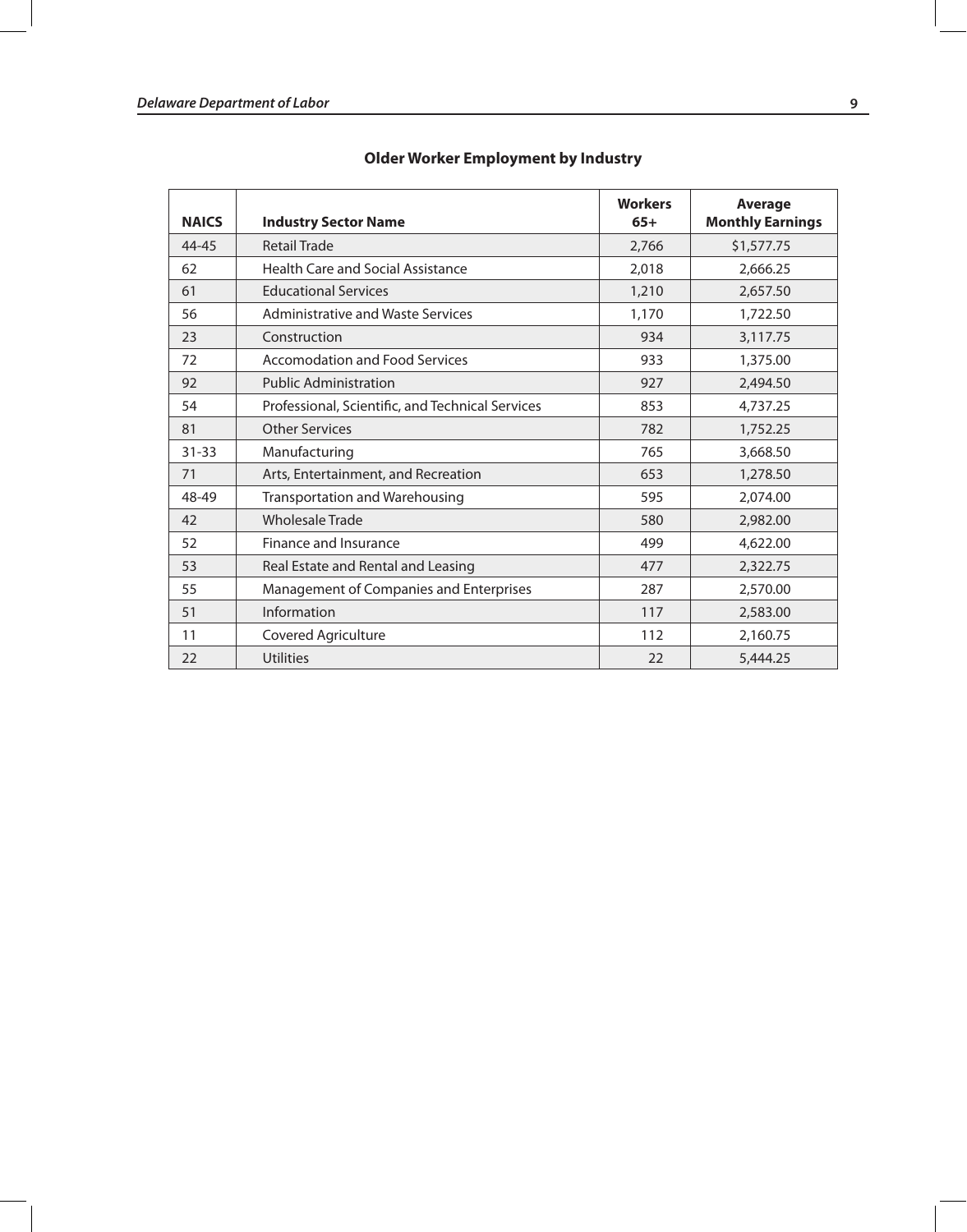## Older Worker Employment by Industry

| NAICS | Industry Sector Name | Workers 65+ | Average Monthly Earnings |
|---|---|---|---|
| 44-45 | Retail Trade | 2,766 | $1,577.75 |
| 62 | Health Care and Social Assistance | 2,018 | 2,666.25 |
| 61 | Educational Services | 1,210 | 2,657.50 |
| 56 | Administrative and Waste Services | 1,170 | 1,722.50 |
| 23 | Construction | 934 | 3,117.75 |
| 72 | Accomodation and Food Services | 933 | 1,375.00 |
| 92 | Public Administration | 927 | 2,494.50 |
| 54 | Professional, Scientific, and Technical Services | 853 | 4,737.25 |
| 81 | Other Services | 782 | 1,752.25 |
| 31-33 | Manufacturing | 765 | 3,668.50 |
| 71 | Arts, Entertainment, and Recreation | 653 | 1,278.50 |
| 48-49 | Transportation and Warehousing | 595 | 2,074.00 |
| 42 | Wholesale Trade | 580 | 2,982.00 |
| 52 | Finance and Insurance | 499 | 4,622.00 |
| 53 | Real Estate and Rental and Leasing | 477 | 2,322.75 |
| 55 | Management of Companies and Enterprises | 287 | 2,570.00 |
| 51 | Information | 117 | 2,583.00 |
| 11 | Covered Agriculture | 112 | 2,160.75 |
| 22 | Utilities | 22 | 5,444.25 |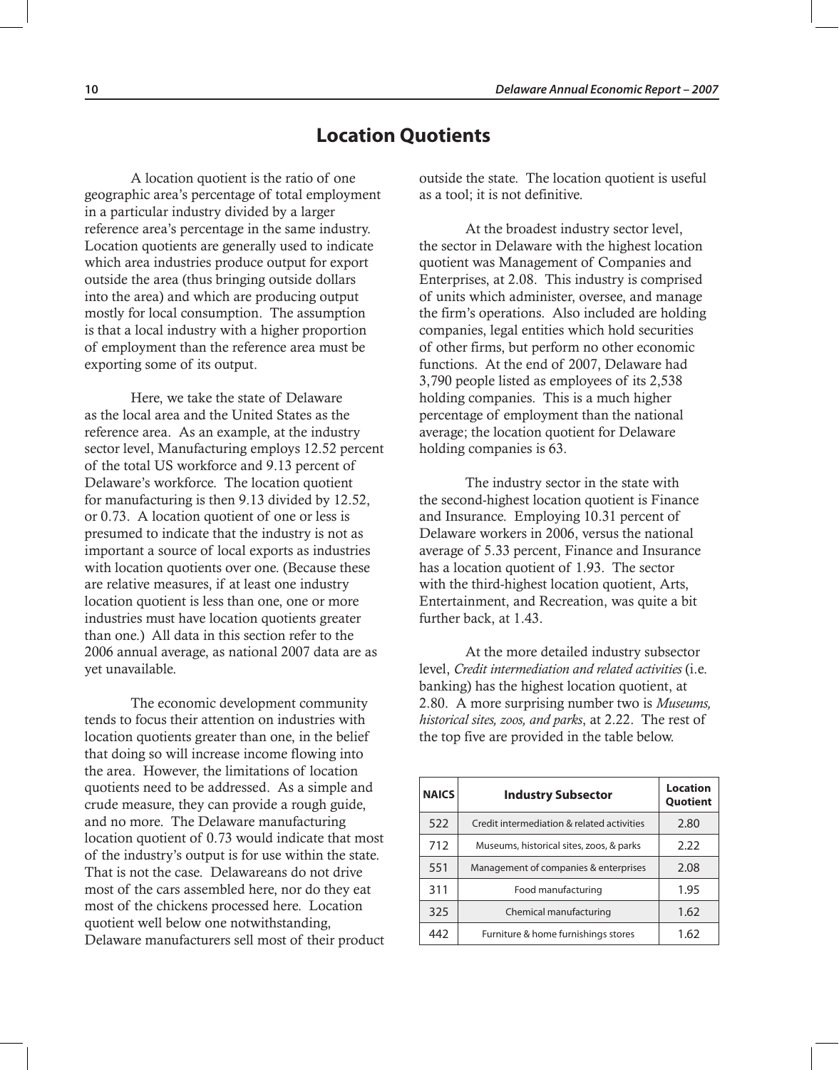# Location Quotients

A location quotient is the ratio of one geographic area's percentage of total employment in a particular industry divided by a larger reference area's percentage in the same industry. Location quotients are generally used to indicate which area industries produce output for export outside the area (thus bringing outside dollars into the area) and which are producing output mostly for local consumption. The assumption is that a local industry with a higher proportion of employment than the reference area must be exporting some of its output.

Here, we take the state of Delaware as the local area and the United States as the reference area. As an example, at the industry sector level, Manufacturing employs 12.52 percent of the total US workforce and 9.13 percent of Delaware's workforce. The location quotient for manufacturing is then 9.13 divided by 12.52, or 0.73. A location quotient of one or less is presumed to indicate that the industry is not as important a source of local exports as industries with location quotients over one. (Because these are relative measures, if at least one industry location quotient is less than one, one or more industries must have location quotients greater than one.) All data in this section refer to the 2006 annual average, as national 2007 data are as yet unavailable.

The economic development community tends to focus their attention on industries with location quotients greater than one, in the belief that doing so will increase income flowing into the area. However, the limitations of location quotients need to be addressed. As a simple and crude measure, they can provide a rough guide, and no more. The Delaware manufacturing location quotient of 0.73 would indicate that most of the industry's output is for use within the state. That is not the case. Delawareans do not drive most of the cars assembled here, nor do they eat most of the chickens processed here. Location quotient well below one notwithstanding, Delaware manufacturers sell most of their product outside the state. The location quotient is useful as a tool; it is not definitive.

At the broadest industry sector level, the sector in Delaware with the highest location quotient was Management of Companies and Enterprises, at 2.08. This industry is comprised of units which administer, oversee, and manage the firm's operations. Also included are holding companies, legal entities which hold securities of other firms, but perform no other economic functions. At the end of 2007, Delaware had 3,790 people listed as employees of its 2,538 holding companies. This is a much higher percentage of employment than the national average; the location quotient for Delaware holding companies is 63.

The industry sector in the state with the second-highest location quotient is Finance and Insurance. Employing 10.31 percent of Delaware workers in 2006, versus the national average of 5.33 percent, Finance and Insurance has a location quotient of 1.93. The sector with the third-highest location quotient, Arts, Entertainment, and Recreation, was quite a bit further back, at 1.43.

At the more detailed industry subsector level, *Credit intermediation and related activities* (i.e. banking) has the highest location quotient, at 2.80. A more surprising number two is *Museums, historical sites, zoos, and parks*, at 2.22. The rest of the top five are provided in the table below.

| NAICS | Industry Subsector | Location Quotient |
|---|---|---|
| 522 | Credit intermediation & related activities | 2.80 |
| 712 | Museums, historical sites, zoos, & parks | 2.22 |
| 551 | Management of companies & enterprises | 2.08 |
| 311 | Food manufacturing | 1.95 |
| 325 | Chemical manufacturing | 1.62 |
| 442 | Furniture & home furnishings stores | 1.62 |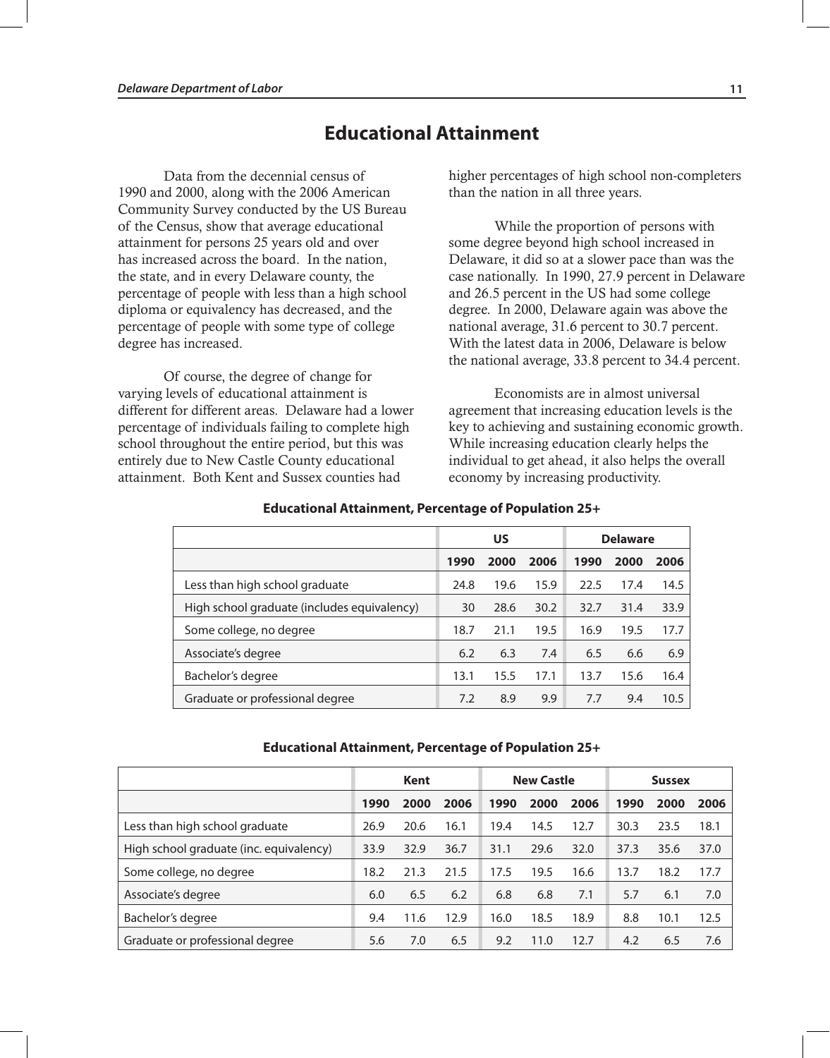# Educational Attainment

Data from the decennial census of 1990 and 2000, along with the 2006 American Community Survey conducted by the US Bureau of the Census, show that average educational attainment for persons 25 years old and over has increased across the board. In the nation, the state, and in every Delaware county, the percentage of people with less than a high school diploma or equivalency has decreased, and the percentage of people with some type of college degree has increased.

Of course, the degree of change for varying levels of educational attainment is different for different areas. Delaware had a lower percentage of individuals failing to complete high school throughout the entire period, but this was entirely due to New Castle County educational attainment. Both Kent and Sussex counties had higher percentages of high school non-completers than the nation in all three years.

While the proportion of persons with some degree beyond high school increased in Delaware, it did so at a slower pace than was the case nationally. In 1990, 27.9 percent in Delaware and 26.5 percent in the US had some college degree. In 2000, Delaware again was above the national average, 31.6 percent to 30.7 percent. With the latest data in 2006, Delaware is below the national average, 33.8 percent to 34.4 percent.

Economists are in almost universal agreement that increasing education levels is the key to achieving and sustaining economic growth. While increasing education clearly helps the individual to get ahead, it also helps the overall economy by increasing productivity.

**Educational Attainment, Percentage of Population 25+**

| | US | | | Delaware | | |
|---|---|---|---|---|---|---|
| | 1990 | 2000 | 2006 | 1990 | 2000 | 2006 |
| Less than high school graduate | 24.8 | 19.6 | 15.9 | 22.5 | 17.4 | 14.5 |
| High school graduate (includes equivalency) | 30 | 28.6 | 30.2 | 32.7 | 31.4 | 33.9 |
| Some college, no degree | 18.7 | 21.1 | 19.5 | 16.9 | 19.5 | 17.7 |
| Associate's degree | 6.2 | 6.3 | 7.4 | 6.5 | 6.6 | 6.9 |
| Bachelor's degree | 13.1 | 15.5 | 17.1 | 13.7 | 15.6 | 16.4 |
| Graduate or professional degree | 7.2 | 8.9 | 9.9 | 7.7 | 9.4 | 10.5 |

**Educational Attainment, Percentage of Population 25+**

| | Kent | | | New Castle | | | Sussex | | |
|---|---|---|---|---|---|---|---|---|---|
| | 1990 | 2000 | 2006 | 1990 | 2000 | 2006 | 1990 | 2000 | 2006 |
| Less than high school graduate | 26.9 | 20.6 | 16.1 | 19.4 | 14.5 | 12.7 | 30.3 | 23.5 | 18.1 |
| High school graduate (inc. equivalency) | 33.9 | 32.9 | 36.7 | 31.1 | 29.6 | 32.0 | 37.3 | 35.6 | 37.0 |
| Some college, no degree | 18.2 | 21.3 | 21.5 | 17.5 | 19.5 | 16.6 | 13.7 | 18.2 | 17.7 |
| Associate's degree | 6.0 | 6.5 | 6.2 | 6.8 | 6.8 | 7.1 | 5.7 | 6.1 | 7.0 |
| Bachelor's degree | 9.4 | 11.6 | 12.9 | 16.0 | 18.5 | 18.9 | 8.8 | 10.1 | 12.5 |
| Graduate or professional degree | 5.6 | 7.0 | 6.5 | 9.2 | 11.0 | 12.7 | 4.2 | 6.5 | 7.6 |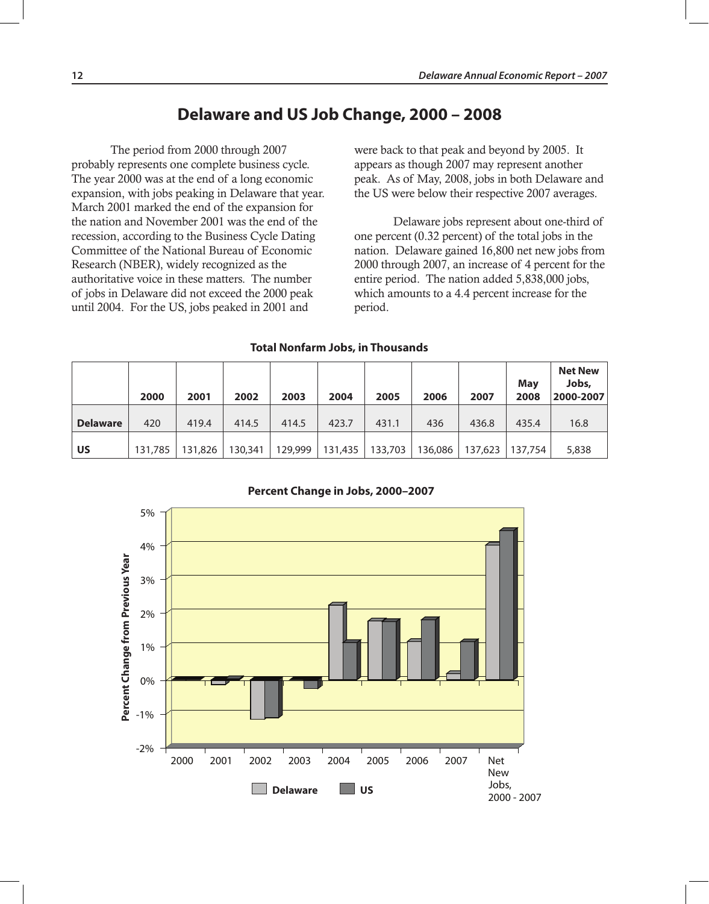# Delaware and US Job Change, 2000 – 2008

The period from 2000 through 2007 probably represents one complete business cycle. The year 2000 was at the end of a long economic expansion, with jobs peaking in Delaware that year. March 2001 marked the end of the expansion for the nation and November 2001 was the end of the recession, according to the Business Cycle Dating Committee of the National Bureau of Economic Research (NBER), widely recognized as the authoritative voice in these matters. The number of jobs in Delaware did not exceed the 2000 peak until 2004. For the US, jobs peaked in 2001 and were back to that peak and beyond by 2005. It appears as though 2007 may represent another peak. As of May, 2008, jobs in both Delaware and the US were below their respective 2007 averages.

Delaware jobs represent about one-third of one percent (0.32 percent) of the total jobs in the nation. Delaware gained 16,800 net new jobs from 2000 through 2007, an increase of 4 percent for the entire period. The nation added 5,838,000 jobs, which amounts to a 4.4 percent increase for the period.

**Total Nonfarm Jobs, in Thousands**

| | 2000 | 2001 | 2002 | 2003 | 2004 | 2005 | 2006 | 2007 | May 2008 | Net New Jobs, 2000-2007 |
|---|---|---|---|---|---|---|---|---|---|---|
| **Delaware** | 420 | 419.4 | 414.5 | 414.5 | 423.7 | 431.1 | 436 | 436.8 | 435.4 | 16.8 |
| **US** | 131,785 | 131,826 | 130,341 | 129,999 | 131,435 | 133,703 | 136,086 | 137,623 | 137,754 | 5,838 |

**Percent Change in Jobs, 2000–2007**

Percent Change from Previous Year

5% 4% 3% 2% 1% 0% -1% -2%

2000 2001 2002 2003 2004 2005 2006 2007 Net New Jobs, 2000 - 2007

Delaware US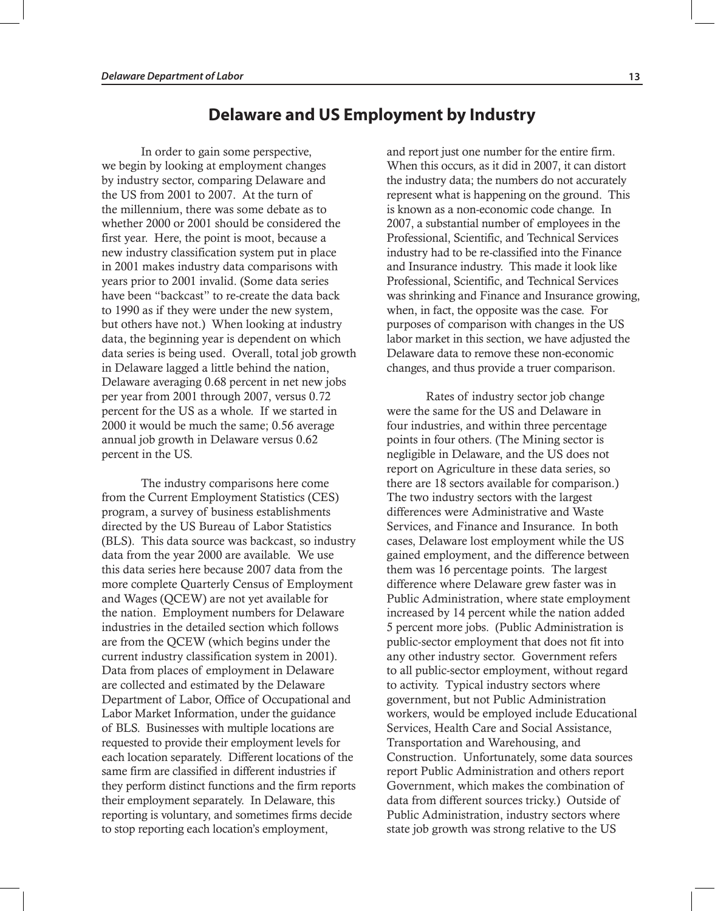## Delaware and US Employment by Industry

In order to gain some perspective, we begin by looking at employment changes by industry sector, comparing Delaware and the US from 2001 to 2007. At the turn of the millennium, there was some debate as to whether 2000 or 2001 should be considered the first year. Here, the point is moot, because a new industry classification system put in place in 2001 makes industry data comparisons with years prior to 2001 invalid. (Some data series have been "backcast" to re-create the data back to 1990 as if they were under the new system, but others have not.) When looking at industry data, the beginning year is dependent on which data series is being used. Overall, total job growth in Delaware lagged a little behind the nation, Delaware averaging 0.68 percent in net new jobs per year from 2001 through 2007, versus 0.72 percent for the US as a whole. If we started in 2000 it would be much the same; 0.56 average annual job growth in Delaware versus 0.62 percent in the US.

The industry comparisons here come from the Current Employment Statistics (CES) program, a survey of business establishments directed by the US Bureau of Labor Statistics (BLS). This data source was backcast, so industry data from the year 2000 are available. We use this data series here because 2007 data from the more complete Quarterly Census of Employment and Wages (QCEW) are not yet available for the nation. Employment numbers for Delaware industries in the detailed section which follows are from the QCEW (which begins under the current industry classification system in 2001). Data from places of employment in Delaware are collected and estimated by the Delaware Department of Labor, Office of Occupational and Labor Market Information, under the guidance of BLS. Businesses with multiple locations are requested to provide their employment levels for each location separately. Different locations of the same firm are classified in different industries if they perform distinct functions and the firm reports their employment separately. In Delaware, this reporting is voluntary, and sometimes firms decide to stop reporting each location's employment, and report just one number for the entire firm. When this occurs, as it did in 2007, it can distort the industry data; the numbers do not accurately represent what is happening on the ground. This is known as a non-economic code change. In 2007, a substantial number of employees in the Professional, Scientific, and Technical Services industry had to be re-classified into the Finance and Insurance industry. This made it look like Professional, Scientific, and Technical Services was shrinking and Finance and Insurance growing, when, in fact, the opposite was the case. For purposes of comparison with changes in the US labor market in this section, we have adjusted the Delaware data to remove these non-economic changes, and thus provide a truer comparison.

Rates of industry sector job change were the same for the US and Delaware in four industries, and within three percentage points in four others. (The Mining sector is negligible in Delaware, and the US does not report on Agriculture in these data series, so there are 18 sectors available for comparison.) The two industry sectors with the largest differences were Administrative and Waste Services, and Finance and Insurance. In both cases, Delaware lost employment while the US gained employment, and the difference between them was 16 percentage points. The largest difference where Delaware grew faster was in Public Administration, where state employment increased by 14 percent while the nation added 5 percent more jobs. (Public Administration is public-sector employment that does not fit into any other industry sector. Government refers to all public-sector employment, without regard to activity. Typical industry sectors where government, but not Public Administration workers, would be employed include Educational Services, Health Care and Social Assistance, Transportation and Warehousing, and Construction. Unfortunately, some data sources report Public Administration and others report Government, which makes the combination of data from different sources tricky.) Outside of Public Administration, industry sectors where state job growth was strong relative to the US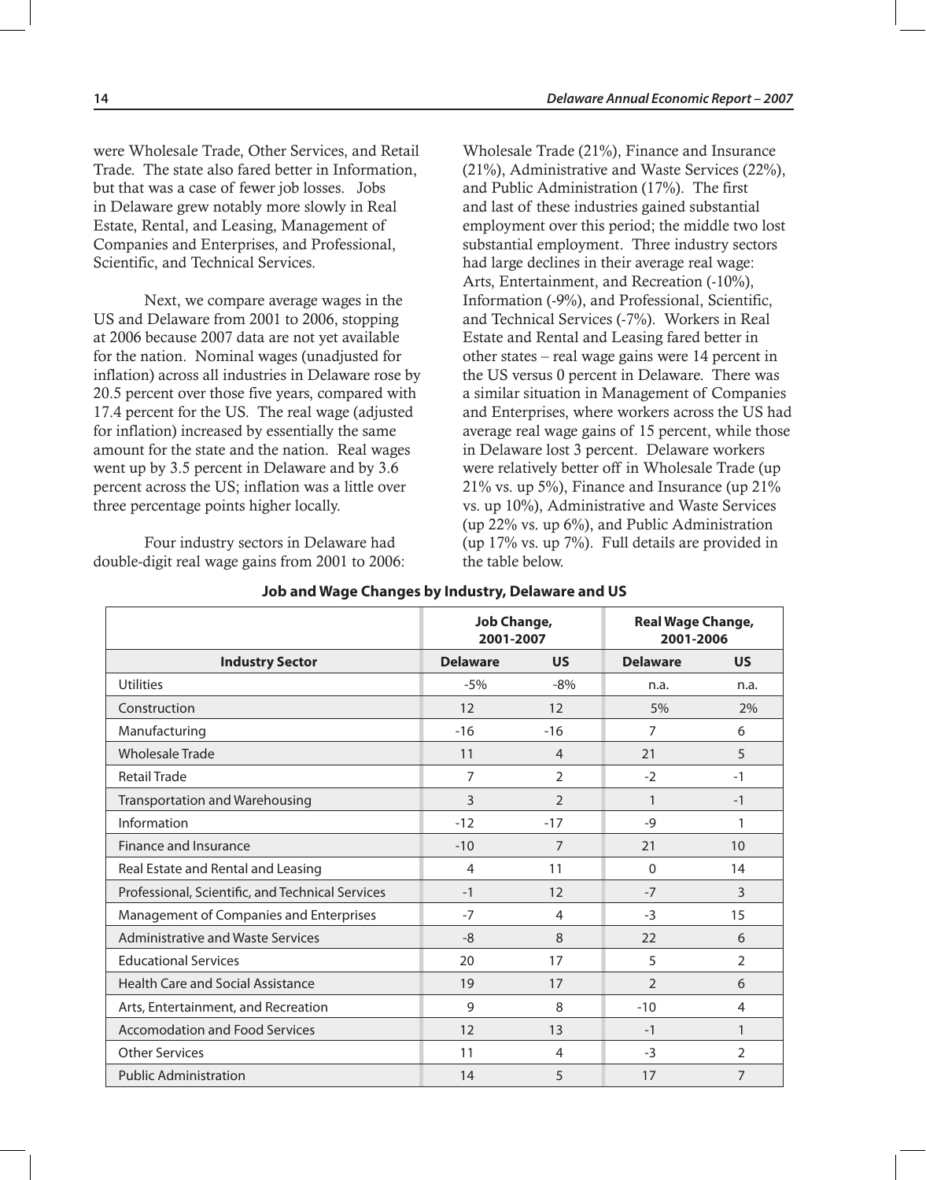were Wholesale Trade, Other Services, and Retail Trade. The state also fared better in Information, but that was a case of fewer job losses. Jobs in Delaware grew notably more slowly in Real Estate, Rental, and Leasing, Management of Companies and Enterprises, and Professional, Scientific, and Technical Services.

Next, we compare average wages in the US and Delaware from 2001 to 2006, stopping at 2006 because 2007 data are not yet available for the nation. Nominal wages (unadjusted for inflation) across all industries in Delaware rose by 20.5 percent over those five years, compared with 17.4 percent for the US. The real wage (adjusted for inflation) increased by essentially the same amount for the state and the nation. Real wages went up by 3.5 percent in Delaware and by 3.6 percent across the US; inflation was a little over three percentage points higher locally.

Four industry sectors in Delaware had double-digit real wage gains from 2001 to 2006: Wholesale Trade (21%), Finance and Insurance (21%), Administrative and Waste Services (22%), and Public Administration (17%). The first and last of these industries gained substantial employment over this period; the middle two lost substantial employment. Three industry sectors had large declines in their average real wage: Arts, Entertainment, and Recreation (-10%), Information (-9%), and Professional, Scientific, and Technical Services (-7%). Workers in Real Estate and Rental and Leasing fared better in other states – real wage gains were 14 percent in the US versus 0 percent in Delaware. There was a similar situation in Management of Companies and Enterprises, where workers across the US had average real wage gains of 15 percent, while those in Delaware lost 3 percent. Delaware workers were relatively better off in Wholesale Trade (up 21% vs. up 5%), Finance and Insurance (up 21% vs. up 10%), Administrative and Waste Services (up 22% vs. up 6%), and Public Administration (up 17% vs. up 7%). Full details are provided in the table below.

**Job and Wage Changes by Industry, Delaware and US**

| | Job Change, 2001-2007 | | Real Wage Change, 2001-2006 | |
|---|---|---|---|---|
| **Industry Sector** | **Delaware** | **US** | **Delaware** | **US** |
| Utilities | -5% | -8% | n.a. | n.a. |
| Construction | 12 | 12 | 5% | 2% |
| Manufacturing | -16 | -16 | 7 | 6 |
| Wholesale Trade | 11 | 4 | 21 | 5 |
| Retail Trade | 7 | 2 | -2 | -1 |
| Transportation and Warehousing | 3 | 2 | 1 | -1 |
| Information | -12 | -17 | -9 | 1 |
| Finance and Insurance | -10 | 7 | 21 | 10 |
| Real Estate and Rental and Leasing | 4 | 11 | 0 | 14 |
| Professional, Scientific, and Technical Services | -1 | 12 | -7 | 3 |
| Management of Companies and Enterprises | -7 | 4 | -3 | 15 |
| Administrative and Waste Services | -8 | 8 | 22 | 6 |
| Educational Services | 20 | 17 | 5 | 2 |
| Health Care and Social Assistance | 19 | 17 | 2 | 6 |
| Arts, Entertainment, and Recreation | 9 | 8 | -10 | 4 |
| Accomodation and Food Services | 12 | 13 | -1 | 1 |
| Other Services | 11 | 4 | -3 | 2 |
| Public Administration | 14 | 5 | 17 | 7 |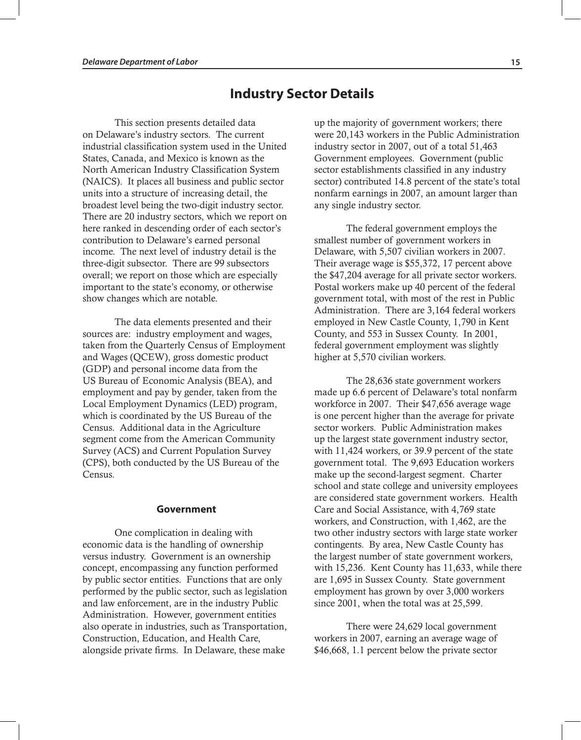# Industry Sector Details

This section presents detailed data on Delaware's industry sectors. The current industrial classification system used in the United States, Canada, and Mexico is known as the North American Industry Classification System (NAICS). It places all business and public sector units into a structure of increasing detail, the broadest level being the two-digit industry sector. There are 20 industry sectors, which we report on here ranked in descending order of each sector's contribution to Delaware's earned personal income. The next level of industry detail is the three-digit subsector. There are 99 subsectors overall; we report on those which are especially important to the state's economy, or otherwise show changes which are notable.

The data elements presented and their sources are: industry employment and wages, taken from the Quarterly Census of Employment and Wages (QCEW), gross domestic product (GDP) and personal income data from the US Bureau of Economic Analysis (BEA), and employment and pay by gender, taken from the Local Employment Dynamics (LED) program, which is coordinated by the US Bureau of the Census. Additional data in the Agriculture segment come from the American Community Survey (ACS) and Current Population Survey (CPS), both conducted by the US Bureau of the Census.

## Government

One complication in dealing with economic data is the handling of ownership versus industry. Government is an ownership concept, encompassing any function performed by public sector entities. Functions that are only performed by the public sector, such as legislation and law enforcement, are in the industry Public Administration. However, government entities also operate in industries, such as Transportation, Construction, Education, and Health Care, alongside private firms. In Delaware, these make up the majority of government workers; there were 20,143 workers in the Public Administration industry sector in 2007, out of a total 51,463 Government employees. Government (public sector establishments classified in any industry sector) contributed 14.8 percent of the state's total nonfarm earnings in 2007, an amount larger than any single industry sector.

The federal government employs the smallest number of government workers in Delaware, with 5,507 civilian workers in 2007. Their average wage is $55,372, 17 percent above the $47,204 average for all private sector workers. Postal workers make up 40 percent of the federal government total, with most of the rest in Public Administration. There are 3,164 federal workers employed in New Castle County, 1,790 in Kent County, and 553 in Sussex County. In 2001, federal government employment was slightly higher at 5,570 civilian workers.

The 28,636 state government workers made up 6.6 percent of Delaware's total nonfarm workforce in 2007. Their $47,656 average wage is one percent higher than the average for private sector workers. Public Administration makes up the largest state government industry sector, with 11,424 workers, or 39.9 percent of the state government total. The 9,693 Education workers make up the second-largest segment. Charter school and state college and university employees are considered state government workers. Health Care and Social Assistance, with 4,769 state workers, and Construction, with 1,462, are the two other industry sectors with large state worker contingents. By area, New Castle County has the largest number of state government workers, with 15,236. Kent County has 11,633, while there are 1,695 in Sussex County. State government employment has grown by over 3,000 workers since 2001, when the total was at 25,599.

There were 24,629 local government workers in 2007, earning an average wage of $46,668, 1.1 percent below the private sector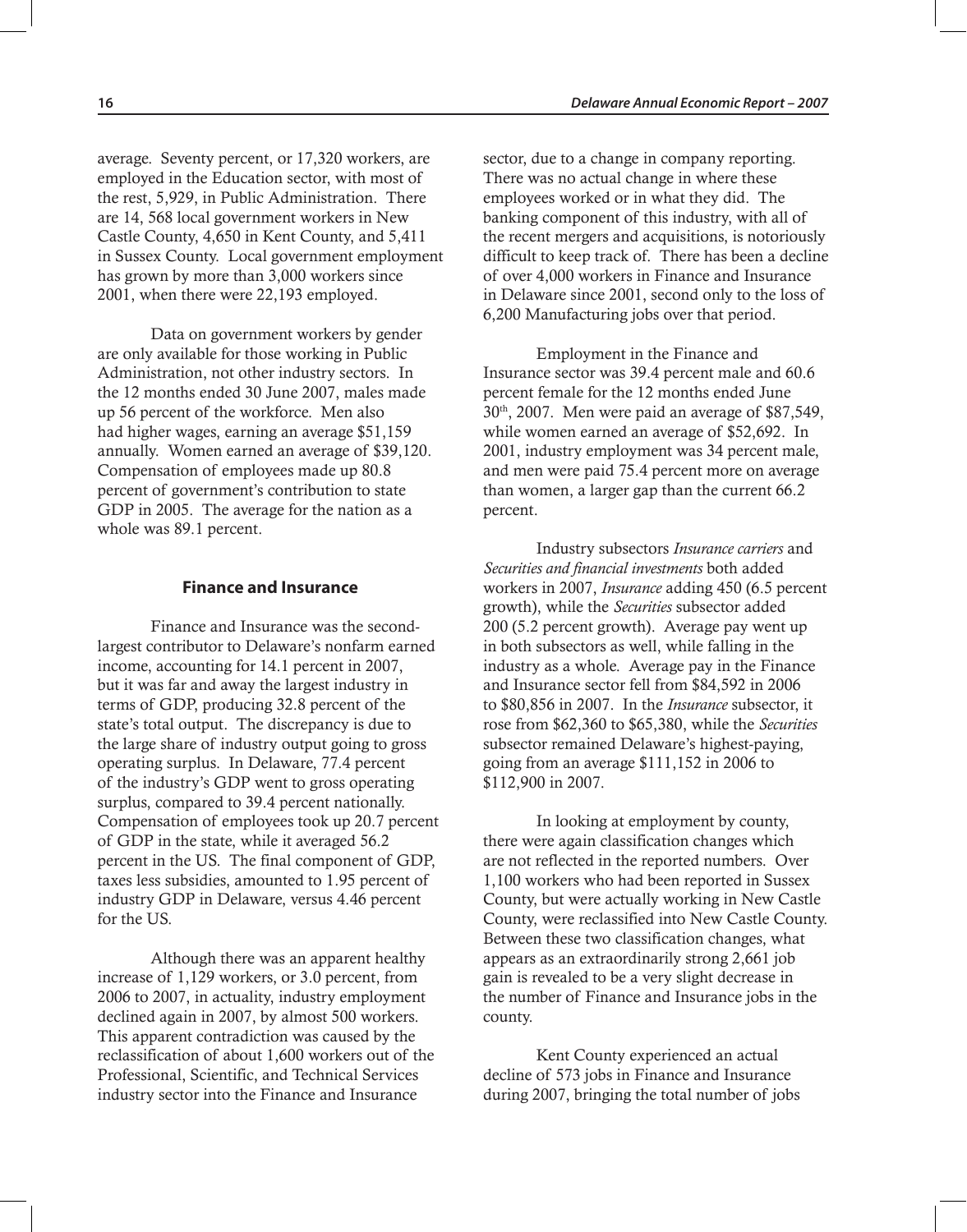average. Seventy percent, or 17,320 workers, are employed in the Education sector, with most of the rest, 5,929, in Public Administration. There are 14, 568 local government workers in New Castle County, 4,650 in Kent County, and 5,411 in Sussex County. Local government employment has grown by more than 3,000 workers since 2001, when there were 22,193 employed.

Data on government workers by gender are only available for those working in Public Administration, not other industry sectors. In the 12 months ended 30 June 2007, males made up 56 percent of the workforce. Men also had higher wages, earning an average $51,159 annually. Women earned an average of $39,120. Compensation of employees made up 80.8 percent of government's contribution to state GDP in 2005. The average for the nation as a whole was 89.1 percent.

## Finance and Insurance

Finance and Insurance was the second-largest contributor to Delaware's nonfarm earned income, accounting for 14.1 percent in 2007, but it was far and away the largest industry in terms of GDP, producing 32.8 percent of the state's total output. The discrepancy is due to the large share of industry output going to gross operating surplus. In Delaware, 77.4 percent of the industry's GDP went to gross operating surplus, compared to 39.4 percent nationally. Compensation of employees took up 20.7 percent of GDP in the state, while it averaged 56.2 percent in the US. The final component of GDP, taxes less subsidies, amounted to 1.95 percent of industry GDP in Delaware, versus 4.46 percent for the US.

Although there was an apparent healthy increase of 1,129 workers, or 3.0 percent, from 2006 to 2007, in actuality, industry employment declined again in 2007, by almost 500 workers. This apparent contradiction was caused by the reclassification of about 1,600 workers out of the Professional, Scientific, and Technical Services industry sector into the Finance and Insurance sector, due to a change in company reporting. There was no actual change in where these employees worked or in what they did. The banking component of this industry, with all of the recent mergers and acquisitions, is notoriously difficult to keep track of. There has been a decline of over 4,000 workers in Finance and Insurance in Delaware since 2001, second only to the loss of 6,200 Manufacturing jobs over that period.

Employment in the Finance and Insurance sector was 39.4 percent male and 60.6 percent female for the 12 months ended June 30th, 2007. Men were paid an average of $87,549, while women earned an average of $52,692. In 2001, industry employment was 34 percent male, and men were paid 75.4 percent more on average than women, a larger gap than the current 66.2 percent.

Industry subsectors *Insurance carriers* and *Securities and financial investments* both added workers in 2007, *Insurance* adding 450 (6.5 percent growth), while the *Securities* subsector added 200 (5.2 percent growth). Average pay went up in both subsectors as well, while falling in the industry as a whole. Average pay in the Finance and Insurance sector fell from $84,592 in 2006 to $80,856 in 2007. In the *Insurance* subsector, it rose from $62,360 to $65,380, while the *Securities* subsector remained Delaware's highest-paying, going from an average $111,152 in 2006 to $112,900 in 2007.

In looking at employment by county, there were again classification changes which are not reflected in the reported numbers. Over 1,100 workers who had been reported in Sussex County, but were actually working in New Castle County, were reclassified into New Castle County. Between these two classification changes, what appears as an extraordinarily strong 2,661 job gain is revealed to be a very slight decrease in the number of Finance and Insurance jobs in the county.

Kent County experienced an actual decline of 573 jobs in Finance and Insurance during 2007, bringing the total number of jobs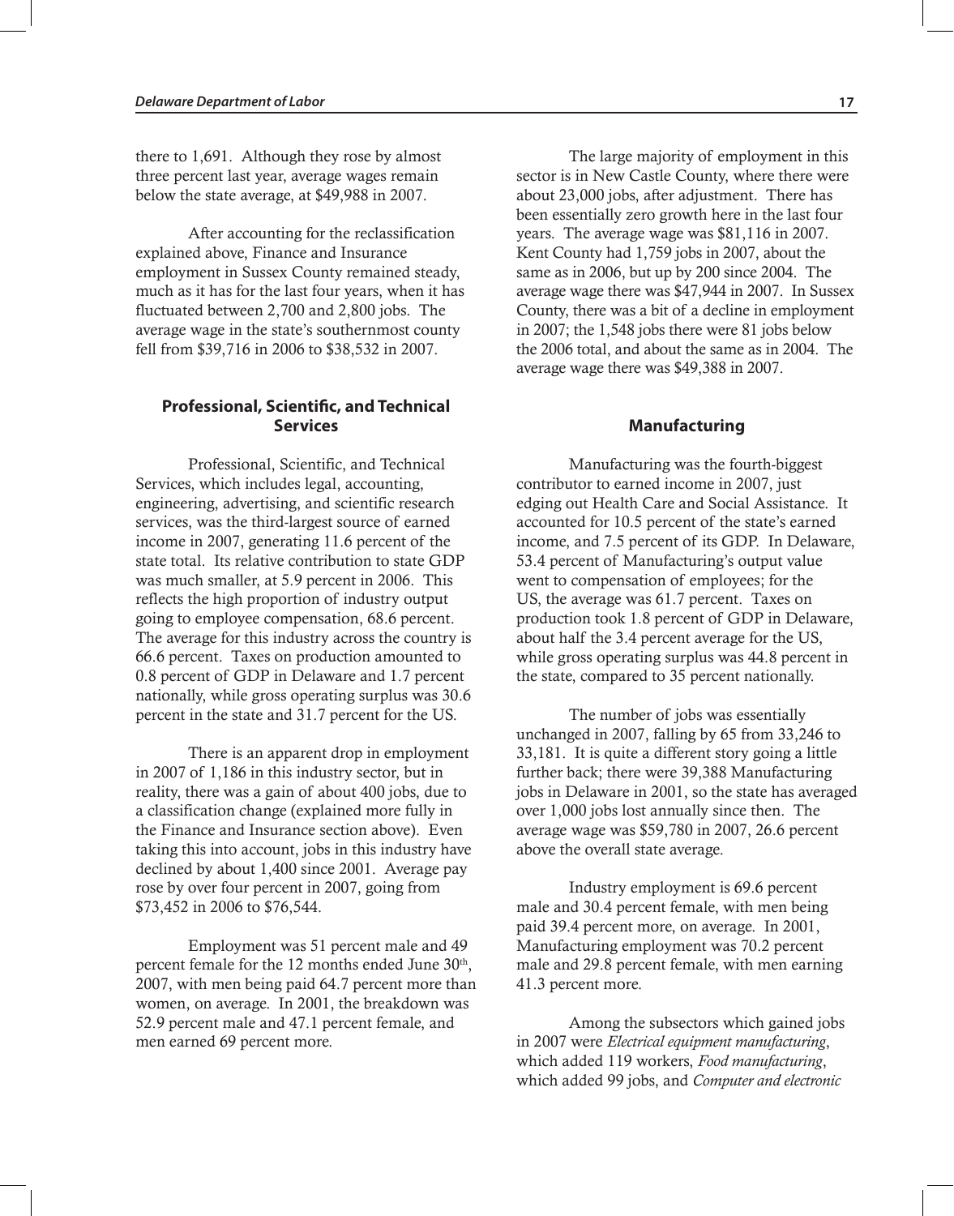there to 1,691. Although they rose by almost three percent last year, average wages remain below the state average, at $49,988 in 2007.

After accounting for the reclassification explained above, Finance and Insurance employment in Sussex County remained steady, much as it has for the last four years, when it has fluctuated between 2,700 and 2,800 jobs. The average wage in the state's southernmost county fell from $39,716 in 2006 to $38,532 in 2007.

## Professional, Scientific, and Technical Services

Professional, Scientific, and Technical Services, which includes legal, accounting, engineering, advertising, and scientific research services, was the third-largest source of earned income in 2007, generating 11.6 percent of the state total. Its relative contribution to state GDP was much smaller, at 5.9 percent in 2006. This reflects the high proportion of industry output going to employee compensation, 68.6 percent. The average for this industry across the country is 66.6 percent. Taxes on production amounted to 0.8 percent of GDP in Delaware and 1.7 percent nationally, while gross operating surplus was 30.6 percent in the state and 31.7 percent for the US.

There is an apparent drop in employment in 2007 of 1,186 in this industry sector, but in reality, there was a gain of about 400 jobs, due to a classification change (explained more fully in the Finance and Insurance section above). Even taking this into account, jobs in this industry have declined by about 1,400 since 2001. Average pay rose by over four percent in 2007, going from $73,452 in 2006 to $76,544.

Employment was 51 percent male and 49 percent female for the 12 months ended June 30th, 2007, with men being paid 64.7 percent more than women, on average. In 2001, the breakdown was 52.9 percent male and 47.1 percent female, and men earned 69 percent more.

The large majority of employment in this sector is in New Castle County, where there were about 23,000 jobs, after adjustment. There has been essentially zero growth here in the last four years. The average wage was $81,116 in 2007. Kent County had 1,759 jobs in 2007, about the same as in 2006, but up by 200 since 2004. The average wage there was $47,944 in 2007. In Sussex County, there was a bit of a decline in employment in 2007; the 1,548 jobs there were 81 jobs below the 2006 total, and about the same as in 2004. The average wage there was $49,388 in 2007.

## Manufacturing

Manufacturing was the fourth-biggest contributor to earned income in 2007, just edging out Health Care and Social Assistance. It accounted for 10.5 percent of the state's earned income, and 7.5 percent of its GDP. In Delaware, 53.4 percent of Manufacturing's output value went to compensation of employees; for the US, the average was 61.7 percent. Taxes on production took 1.8 percent of GDP in Delaware, about half the 3.4 percent average for the US, while gross operating surplus was 44.8 percent in the state, compared to 35 percent nationally.

The number of jobs was essentially unchanged in 2007, falling by 65 from 33,246 to 33,181. It is quite a different story going a little further back; there were 39,388 Manufacturing jobs in Delaware in 2001, so the state has averaged over 1,000 jobs lost annually since then. The average wage was $59,780 in 2007, 26.6 percent above the overall state average.

Industry employment is 69.6 percent male and 30.4 percent female, with men being paid 39.4 percent more, on average. In 2001, Manufacturing employment was 70.2 percent male and 29.8 percent female, with men earning 41.3 percent more.

Among the subsectors which gained jobs in 2007 were *Electrical equipment manufacturing*, which added 119 workers, *Food manufacturing*, which added 99 jobs, and *Computer and electronic*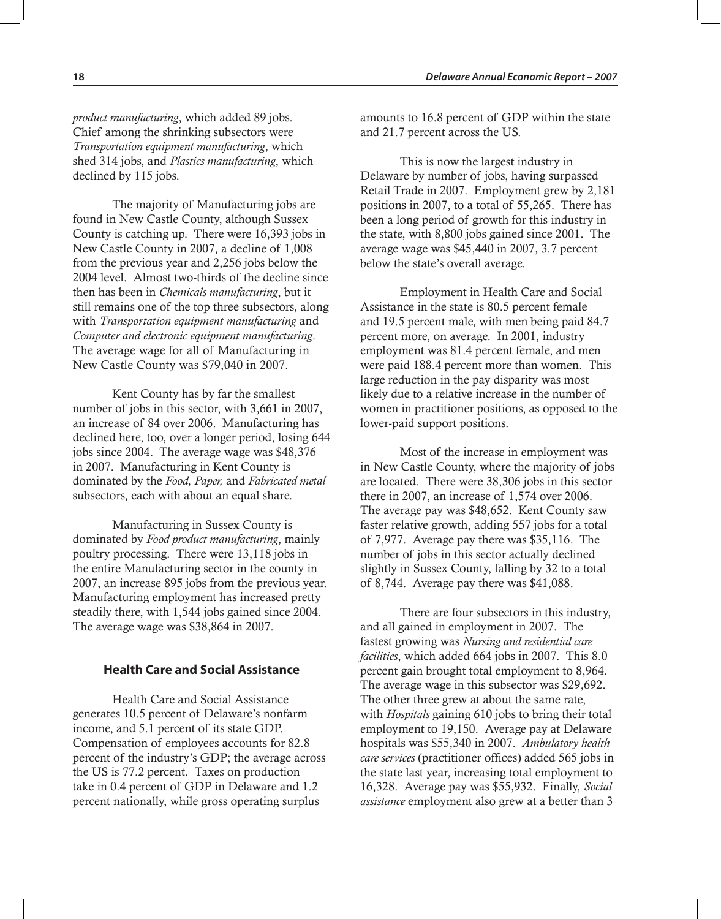*product manufacturing*, which added 89 jobs. Chief among the shrinking subsectors were *Transportation equipment manufacturing*, which shed 314 jobs, and *Plastics manufacturing*, which declined by 115 jobs.

The majority of Manufacturing jobs are found in New Castle County, although Sussex County is catching up. There were 16,393 jobs in New Castle County in 2007, a decline of 1,008 from the previous year and 2,256 jobs below the 2004 level. Almost two-thirds of the decline since then has been in *Chemicals manufacturing*, but it still remains one of the top three subsectors, along with *Transportation equipment manufacturing* and *Computer and electronic equipment manufacturing*. The average wage for all of Manufacturing in New Castle County was $79,040 in 2007.

Kent County has by far the smallest number of jobs in this sector, with 3,661 in 2007, an increase of 84 over 2006. Manufacturing has declined here, too, over a longer period, losing 644 jobs since 2004. The average wage was $48,376 in 2007. Manufacturing in Kent County is dominated by the *Food, Paper,* and *Fabricated metal* subsectors, each with about an equal share.

Manufacturing in Sussex County is dominated by *Food product manufacturing*, mainly poultry processing. There were 13,118 jobs in the entire Manufacturing sector in the county in 2007, an increase 895 jobs from the previous year. Manufacturing employment has increased pretty steadily there, with 1,544 jobs gained since 2004. The average wage was $38,864 in 2007.

### Health Care and Social Assistance

Health Care and Social Assistance generates 10.5 percent of Delaware's nonfarm income, and 5.1 percent of its state GDP. Compensation of employees accounts for 82.8 percent of the industry's GDP; the average across the US is 77.2 percent. Taxes on production take in 0.4 percent of GDP in Delaware and 1.2 percent nationally, while gross operating surplus amounts to 16.8 percent of GDP within the state and 21.7 percent across the US.

This is now the largest industry in Delaware by number of jobs, having surpassed Retail Trade in 2007. Employment grew by 2,181 positions in 2007, to a total of 55,265. There has been a long period of growth for this industry in the state, with 8,800 jobs gained since 2001. The average wage was $45,440 in 2007, 3.7 percent below the state's overall average.

Employment in Health Care and Social Assistance in the state is 80.5 percent female and 19.5 percent male, with men being paid 84.7 percent more, on average. In 2001, industry employment was 81.4 percent female, and men were paid 188.4 percent more than women. This large reduction in the pay disparity was most likely due to a relative increase in the number of women in practitioner positions, as opposed to the lower-paid support positions.

Most of the increase in employment was in New Castle County, where the majority of jobs are located. There were 38,306 jobs in this sector there in 2007, an increase of 1,574 over 2006. The average pay was $48,652. Kent County saw faster relative growth, adding 557 jobs for a total of 7,977. Average pay there was $35,116. The number of jobs in this sector actually declined slightly in Sussex County, falling by 32 to a total of 8,744. Average pay there was $41,088.

There are four subsectors in this industry, and all gained in employment in 2007. The fastest growing was *Nursing and residential care facilities*, which added 664 jobs in 2007. This 8.0 percent gain brought total employment to 8,964. The average wage in this subsector was $29,692. The other three grew at about the same rate, with *Hospitals* gaining 610 jobs to bring their total employment to 19,150. Average pay at Delaware hospitals was $55,340 in 2007. *Ambulatory health care services* (practitioner offices) added 565 jobs in the state last year, increasing total employment to 16,328. Average pay was $55,932. Finally, *Social assistance* employment also grew at a better than 3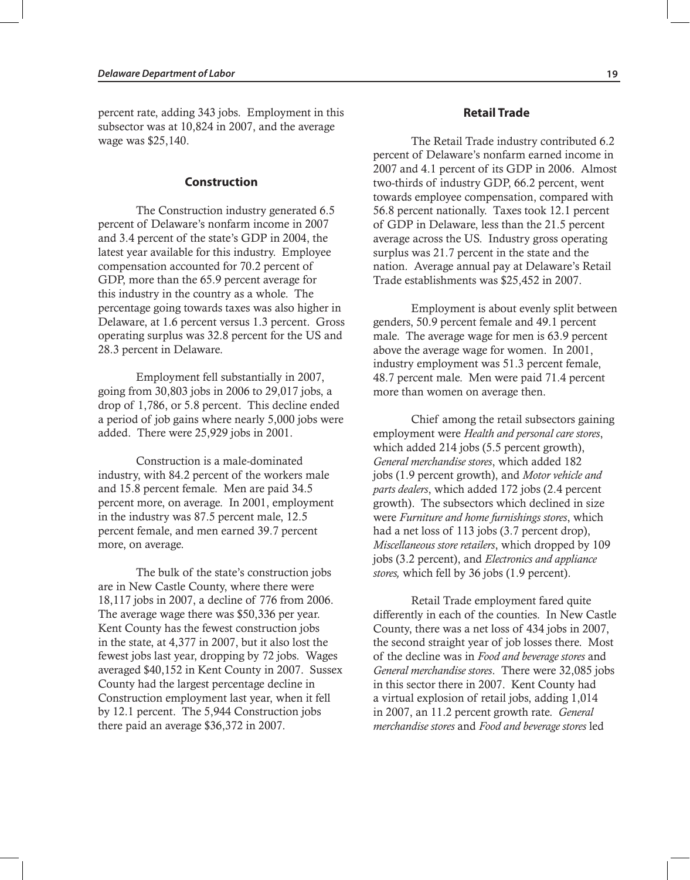percent rate, adding 343 jobs. Employment in this subsector was at 10,824 in 2007, and the average wage was $25,140.

## Construction

The Construction industry generated 6.5 percent of Delaware's nonfarm income in 2007 and 3.4 percent of the state's GDP in 2004, the latest year available for this industry. Employee compensation accounted for 70.2 percent of GDP, more than the 65.9 percent average for this industry in the country as a whole. The percentage going towards taxes was also higher in Delaware, at 1.6 percent versus 1.3 percent. Gross operating surplus was 32.8 percent for the US and 28.3 percent in Delaware.

Employment fell substantially in 2007, going from 30,803 jobs in 2006 to 29,017 jobs, a drop of 1,786, or 5.8 percent. This decline ended a period of job gains where nearly 5,000 jobs were added. There were 25,929 jobs in 2001.

Construction is a male-dominated industry, with 84.2 percent of the workers male and 15.8 percent female. Men are paid 34.5 percent more, on average. In 2001, employment in the industry was 87.5 percent male, 12.5 percent female, and men earned 39.7 percent more, on average.

The bulk of the state's construction jobs are in New Castle County, where there were 18,117 jobs in 2007, a decline of 776 from 2006. The average wage there was $50,336 per year. Kent County has the fewest construction jobs in the state, at 4,377 in 2007, but it also lost the fewest jobs last year, dropping by 72 jobs. Wages averaged $40,152 in Kent County in 2007. Sussex County had the largest percentage decline in Construction employment last year, when it fell by 12.1 percent. The 5,944 Construction jobs there paid an average $36,372 in 2007.

## Retail Trade

The Retail Trade industry contributed 6.2 percent of Delaware's nonfarm earned income in 2007 and 4.1 percent of its GDP in 2006. Almost two-thirds of industry GDP, 66.2 percent, went towards employee compensation, compared with 56.8 percent nationally. Taxes took 12.1 percent of GDP in Delaware, less than the 21.5 percent average across the US. Industry gross operating surplus was 21.7 percent in the state and the nation. Average annual pay at Delaware's Retail Trade establishments was $25,452 in 2007.

Employment is about evenly split between genders, 50.9 percent female and 49.1 percent male. The average wage for men is 63.9 percent above the average wage for women. In 2001, industry employment was 51.3 percent female, 48.7 percent male. Men were paid 71.4 percent more than women on average then.

Chief among the retail subsectors gaining employment were *Health and personal care stores*, which added 214 jobs (5.5 percent growth), *General merchandise stores*, which added 182 jobs (1.9 percent growth), and *Motor vehicle and parts dealers*, which added 172 jobs (2.4 percent growth). The subsectors which declined in size were *Furniture and home furnishings stores*, which had a net loss of 113 jobs (3.7 percent drop), *Miscellaneous store retailers*, which dropped by 109 jobs (3.2 percent), and *Electronics and appliance stores,* which fell by 36 jobs (1.9 percent).

Retail Trade employment fared quite differently in each of the counties. In New Castle County, there was a net loss of 434 jobs in 2007, the second straight year of job losses there. Most of the decline was in *Food and beverage stores* and *General merchandise stores*. There were 32,085 jobs in this sector there in 2007. Kent County had a virtual explosion of retail jobs, adding 1,014 in 2007, an 11.2 percent growth rate. *General merchandise stores* and *Food and beverage stores* led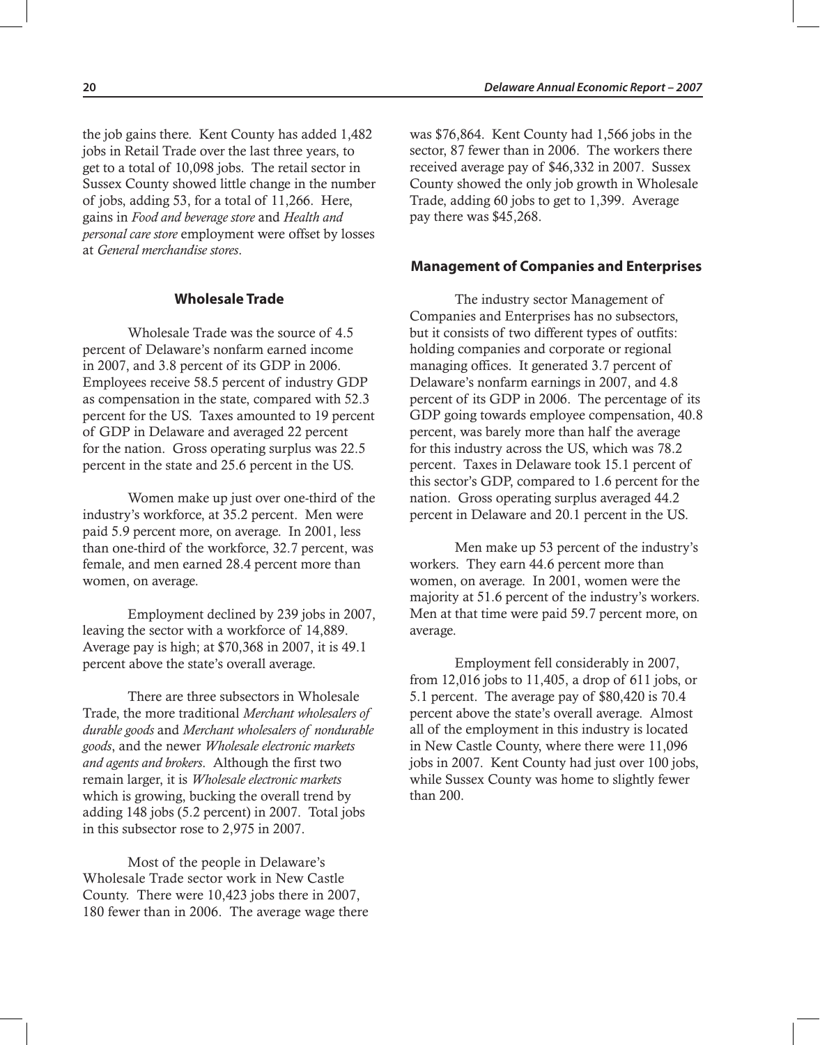the job gains there. Kent County has added 1,482 jobs in Retail Trade over the last three years, to get to a total of 10,098 jobs. The retail sector in Sussex County showed little change in the number of jobs, adding 53, for a total of 11,266. Here, gains in *Food and beverage store* and *Health and personal care store* employment were offset by losses at *General merchandise stores*.

### Wholesale Trade

Wholesale Trade was the source of 4.5 percent of Delaware's nonfarm earned income in 2007, and 3.8 percent of its GDP in 2006. Employees receive 58.5 percent of industry GDP as compensation in the state, compared with 52.3 percent for the US. Taxes amounted to 19 percent of GDP in Delaware and averaged 22 percent for the nation. Gross operating surplus was 22.5 percent in the state and 25.6 percent in the US.

Women make up just over one-third of the industry's workforce, at 35.2 percent. Men were paid 5.9 percent more, on average. In 2001, less than one-third of the workforce, 32.7 percent, was female, and men earned 28.4 percent more than women, on average.

Employment declined by 239 jobs in 2007, leaving the sector with a workforce of 14,889. Average pay is high; at $70,368 in 2007, it is 49.1 percent above the state's overall average.

There are three subsectors in Wholesale Trade, the more traditional *Merchant wholesalers of durable goods* and *Merchant wholesalers of nondurable goods*, and the newer *Wholesale electronic markets and agents and brokers*. Although the first two remain larger, it is *Wholesale electronic markets* which is growing, bucking the overall trend by adding 148 jobs (5.2 percent) in 2007. Total jobs in this subsector rose to 2,975 in 2007.

Most of the people in Delaware's Wholesale Trade sector work in New Castle County. There were 10,423 jobs there in 2007, 180 fewer than in 2006. The average wage there was $76,864. Kent County had 1,566 jobs in the sector, 87 fewer than in 2006. The workers there received average pay of $46,332 in 2007. Sussex County showed the only job growth in Wholesale Trade, adding 60 jobs to get to 1,399. Average pay there was $45,268.

### Management of Companies and Enterprises

The industry sector Management of Companies and Enterprises has no subsectors, but it consists of two different types of outfits: holding companies and corporate or regional managing offices. It generated 3.7 percent of Delaware's nonfarm earnings in 2007, and 4.8 percent of its GDP in 2006. The percentage of its GDP going towards employee compensation, 40.8 percent, was barely more than half the average for this industry across the US, which was 78.2 percent. Taxes in Delaware took 15.1 percent of this sector's GDP, compared to 1.6 percent for the nation. Gross operating surplus averaged 44.2 percent in Delaware and 20.1 percent in the US.

Men make up 53 percent of the industry's workers. They earn 44.6 percent more than women, on average. In 2001, women were the majority at 51.6 percent of the industry's workers. Men at that time were paid 59.7 percent more, on average.

Employment fell considerably in 2007, from 12,016 jobs to 11,405, a drop of 611 jobs, or 5.1 percent. The average pay of $80,420 is 70.4 percent above the state's overall average. Almost all of the employment in this industry is located in New Castle County, where there were 11,096 jobs in 2007. Kent County had just over 100 jobs, while Sussex County was home to slightly fewer than 200.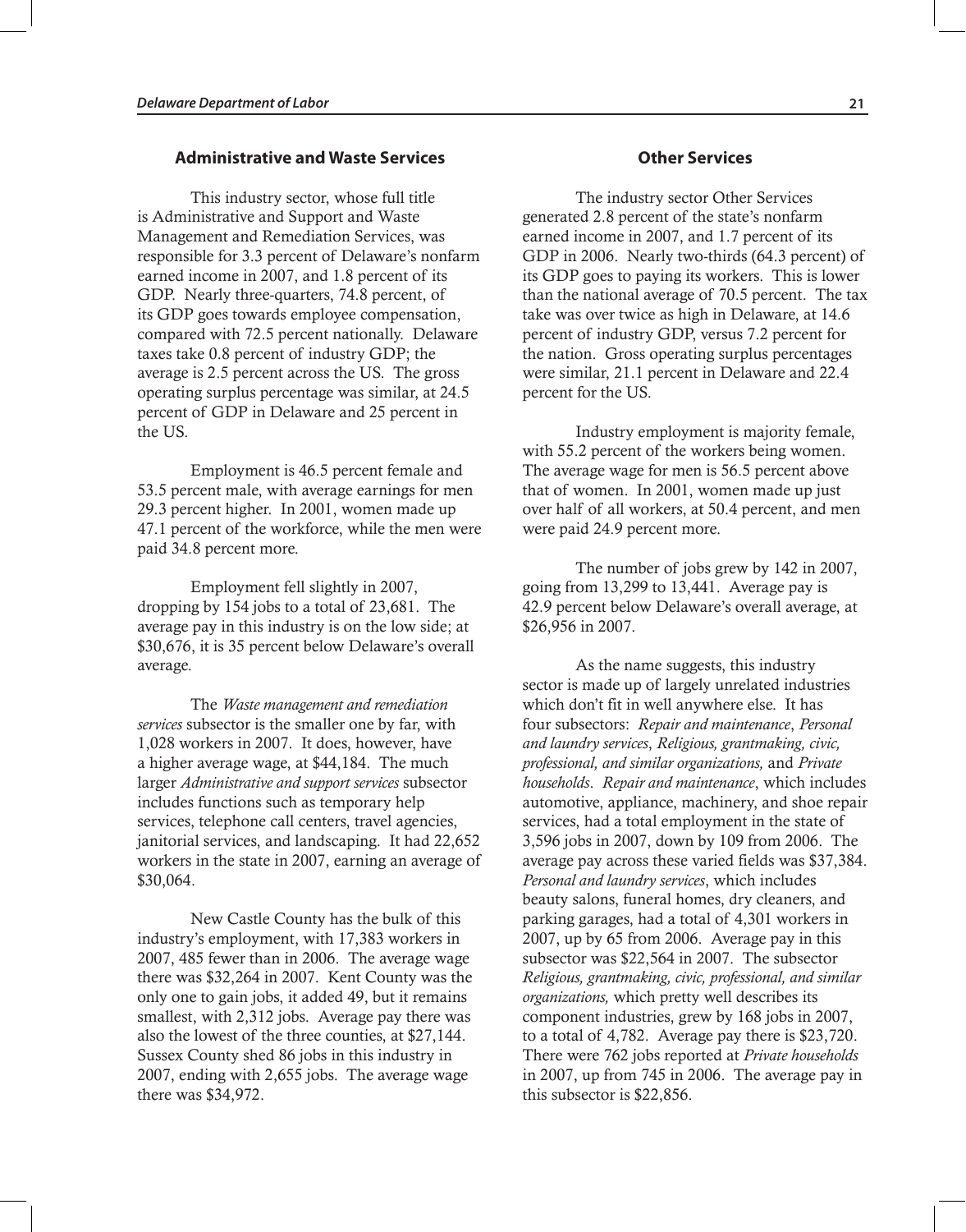## Administrative and Waste Services

This industry sector, whose full title is Administrative and Support and Waste Management and Remediation Services, was responsible for 3.3 percent of Delaware's nonfarm earned income in 2007, and 1.8 percent of its GDP. Nearly three-quarters, 74.8 percent, of its GDP goes towards employee compensation, compared with 72.5 percent nationally. Delaware taxes take 0.8 percent of industry GDP; the average is 2.5 percent across the US. The gross operating surplus percentage was similar, at 24.5 percent of GDP in Delaware and 25 percent in the US.

Employment is 46.5 percent female and 53.5 percent male, with average earnings for men 29.3 percent higher. In 2001, women made up 47.1 percent of the workforce, while the men were paid 34.8 percent more.

Employment fell slightly in 2007, dropping by 154 jobs to a total of 23,681. The average pay in this industry is on the low side; at $30,676, it is 35 percent below Delaware's overall average.

The *Waste management and remediation services* subsector is the smaller one by far, with 1,028 workers in 2007. It does, however, have a higher average wage, at $44,184. The much larger *Administrative and support services* subsector includes functions such as temporary help services, telephone call centers, travel agencies, janitorial services, and landscaping. It had 22,652 workers in the state in 2007, earning an average of $30,064.

New Castle County has the bulk of this industry's employment, with 17,383 workers in 2007, 485 fewer than in 2006. The average wage there was $32,264 in 2007. Kent County was the only one to gain jobs, it added 49, but it remains smallest, with 2,312 jobs. Average pay there was also the lowest of the three counties, at $27,144. Sussex County shed 86 jobs in this industry in 2007, ending with 2,655 jobs. The average wage there was $34,972.

## Other Services

The industry sector Other Services generated 2.8 percent of the state's nonfarm earned income in 2007, and 1.7 percent of its GDP in 2006. Nearly two-thirds (64.3 percent) of its GDP goes to paying its workers. This is lower than the national average of 70.5 percent. The tax take was over twice as high in Delaware, at 14.6 percent of industry GDP, versus 7.2 percent for the nation. Gross operating surplus percentages were similar, 21.1 percent in Delaware and 22.4 percent for the US.

Industry employment is majority female, with 55.2 percent of the workers being women. The average wage for men is 56.5 percent above that of women. In 2001, women made up just over half of all workers, at 50.4 percent, and men were paid 24.9 percent more.

The number of jobs grew by 142 in 2007, going from 13,299 to 13,441. Average pay is 42.9 percent below Delaware's overall average, at $26,956 in 2007.

As the name suggests, this industry sector is made up of largely unrelated industries which don't fit in well anywhere else. It has four subsectors: *Repair and maintenance*, *Personal and laundry services*, *Religious, grantmaking, civic, professional, and similar organizations,* and *Private households*. *Repair and maintenance*, which includes automotive, appliance, machinery, and shoe repair services, had a total employment in the state of 3,596 jobs in 2007, down by 109 from 2006. The average pay across these varied fields was $37,384. *Personal and laundry services*, which includes beauty salons, funeral homes, dry cleaners, and parking garages, had a total of 4,301 workers in 2007, up by 65 from 2006. Average pay in this subsector was $22,564 in 2007. The subsector *Religious, grantmaking, civic, professional, and similar organizations,* which pretty well describes its component industries, grew by 168 jobs in 2007, to a total of 4,782. Average pay there is $23,720. There were 762 jobs reported at *Private households* in 2007, up from 745 in 2006. The average pay in this subsector is $22,856.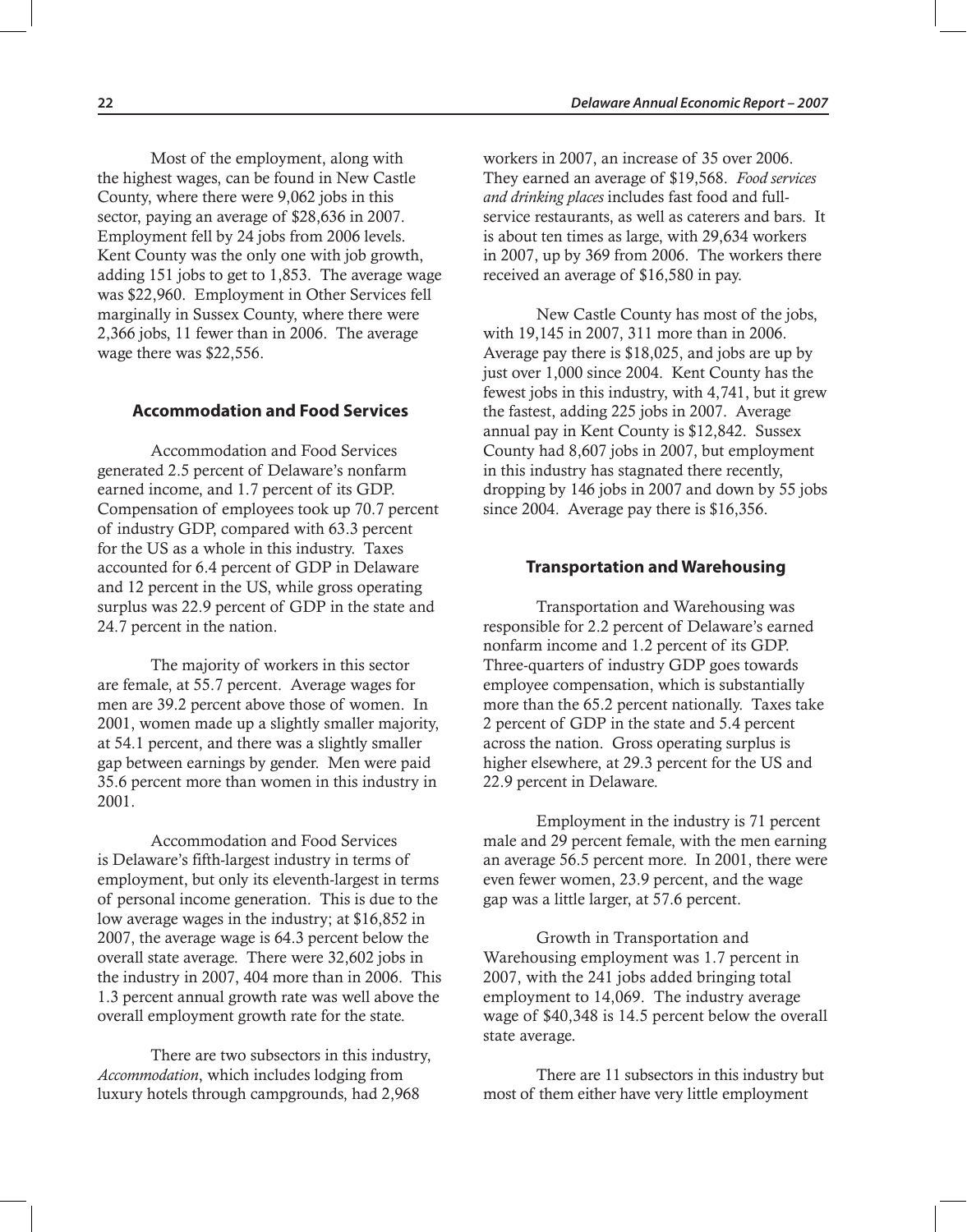Most of the employment, along with the highest wages, can be found in New Castle County, where there were 9,062 jobs in this sector, paying an average of $28,636 in 2007. Employment fell by 24 jobs from 2006 levels. Kent County was the only one with job growth, adding 151 jobs to get to 1,853. The average wage was $22,960. Employment in Other Services fell marginally in Sussex County, where there were 2,366 jobs, 11 fewer than in 2006. The average wage there was $22,556.

### Accommodation and Food Services

Accommodation and Food Services generated 2.5 percent of Delaware's nonfarm earned income, and 1.7 percent of its GDP. Compensation of employees took up 70.7 percent of industry GDP, compared with 63.3 percent for the US as a whole in this industry. Taxes accounted for 6.4 percent of GDP in Delaware and 12 percent in the US, while gross operating surplus was 22.9 percent of GDP in the state and 24.7 percent in the nation.

The majority of workers in this sector are female, at 55.7 percent. Average wages for men are 39.2 percent above those of women. In 2001, women made up a slightly smaller majority, at 54.1 percent, and there was a slightly smaller gap between earnings by gender. Men were paid 35.6 percent more than women in this industry in 2001.

Accommodation and Food Services is Delaware's fifth-largest industry in terms of employment, but only its eleventh-largest in terms of personal income generation. This is due to the low average wages in the industry; at $16,852 in 2007, the average wage is 64.3 percent below the overall state average. There were 32,602 jobs in the industry in 2007, 404 more than in 2006. This 1.3 percent annual growth rate was well above the overall employment growth rate for the state.

There are two subsectors in this industry, *Accommodation*, which includes lodging from luxury hotels through campgrounds, had 2,968 workers in 2007, an increase of 35 over 2006. They earned an average of $19,568. *Food services and drinking places* includes fast food and full-service restaurants, as well as caterers and bars. It is about ten times as large, with 29,634 workers in 2007, up by 369 from 2006. The workers there received an average of $16,580 in pay.

New Castle County has most of the jobs, with 19,145 in 2007, 311 more than in 2006. Average pay there is $18,025, and jobs are up by just over 1,000 since 2004. Kent County has the fewest jobs in this industry, with 4,741, but it grew the fastest, adding 225 jobs in 2007. Average annual pay in Kent County is $12,842. Sussex County had 8,607 jobs in 2007, but employment in this industry has stagnated there recently, dropping by 146 jobs in 2007 and down by 55 jobs since 2004. Average pay there is $16,356.

### Transportation and Warehousing

Transportation and Warehousing was responsible for 2.2 percent of Delaware's earned nonfarm income and 1.2 percent of its GDP. Three-quarters of industry GDP goes towards employee compensation, which is substantially more than the 65.2 percent nationally. Taxes take 2 percent of GDP in the state and 5.4 percent across the nation. Gross operating surplus is higher elsewhere, at 29.3 percent for the US and 22.9 percent in Delaware.

Employment in the industry is 71 percent male and 29 percent female, with the men earning an average 56.5 percent more. In 2001, there were even fewer women, 23.9 percent, and the wage gap was a little larger, at 57.6 percent.

Growth in Transportation and Warehousing employment was 1.7 percent in 2007, with the 241 jobs added bringing total employment to 14,069. The industry average wage of $40,348 is 14.5 percent below the overall state average.

There are 11 subsectors in this industry but most of them either have very little employment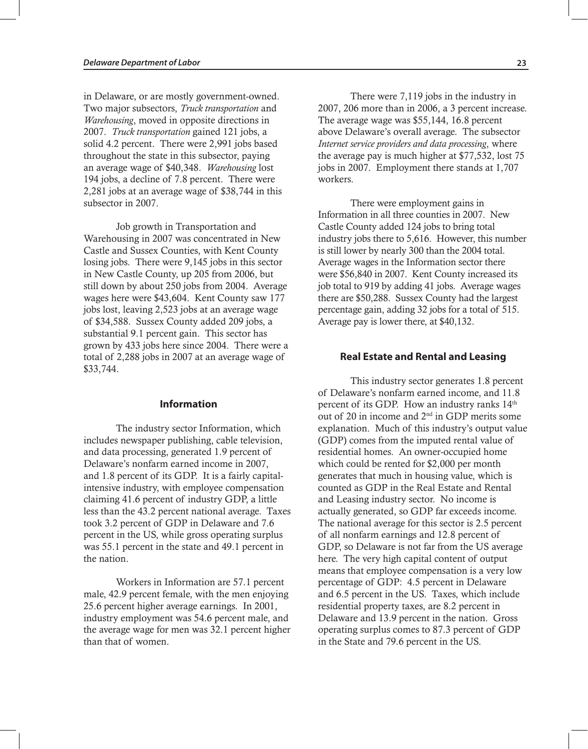in Delaware, or are mostly government-owned. Two major subsectors, *Truck transportation* and *Warehousing*, moved in opposite directions in 2007. *Truck transportation* gained 121 jobs, a solid 4.2 percent. There were 2,991 jobs based throughout the state in this subsector, paying an average wage of $40,348. *Warehousing* lost 194 jobs, a decline of 7.8 percent. There were 2,281 jobs at an average wage of $38,744 in this subsector in 2007.

Job growth in Transportation and Warehousing in 2007 was concentrated in New Castle and Sussex Counties, with Kent County losing jobs. There were 9,145 jobs in this sector in New Castle County, up 205 from 2006, but still down by about 250 jobs from 2004. Average wages here were $43,604. Kent County saw 177 jobs lost, leaving 2,523 jobs at an average wage of $34,588. Sussex County added 209 jobs, a substantial 9.1 percent gain. This sector has grown by 433 jobs here since 2004. There were a total of 2,288 jobs in 2007 at an average wage of $33,744.

### Information

The industry sector Information, which includes newspaper publishing, cable television, and data processing, generated 1.9 percent of Delaware's nonfarm earned income in 2007, and 1.8 percent of its GDP. It is a fairly capital-intensive industry, with employee compensation claiming 41.6 percent of industry GDP, a little less than the 43.2 percent national average. Taxes took 3.2 percent of GDP in Delaware and 7.6 percent in the US, while gross operating surplus was 55.1 percent in the state and 49.1 percent in the nation.

Workers in Information are 57.1 percent male, 42.9 percent female, with the men enjoying 25.6 percent higher average earnings. In 2001, industry employment was 54.6 percent male, and the average wage for men was 32.1 percent higher than that of women.

There were 7,119 jobs in the industry in 2007, 206 more than in 2006, a 3 percent increase. The average wage was $55,144, 16.8 percent above Delaware's overall average. The subsector *Internet service providers and data processing*, where the average pay is much higher at $77,532, lost 75 jobs in 2007. Employment there stands at 1,707 workers.

There were employment gains in Information in all three counties in 2007. New Castle County added 124 jobs to bring total industry jobs there to 5,616. However, this number is still lower by nearly 300 than the 2004 total. Average wages in the Information sector there were $56,840 in 2007. Kent County increased its job total to 919 by adding 41 jobs. Average wages there are $50,288. Sussex County had the largest percentage gain, adding 32 jobs for a total of 515. Average pay is lower there, at $40,132.

### Real Estate and Rental and Leasing

This industry sector generates 1.8 percent of Delaware's nonfarm earned income, and 11.8 percent of its GDP. How an industry ranks 14th out of 20 in income and 2nd in GDP merits some explanation. Much of this industry's output value (GDP) comes from the imputed rental value of residential homes. An owner-occupied home which could be rented for $2,000 per month generates that much in housing value, which is counted as GDP in the Real Estate and Rental and Leasing industry sector. No income is actually generated, so GDP far exceeds income. The national average for this sector is 2.5 percent of all nonfarm earnings and 12.8 percent of GDP, so Delaware is not far from the US average here. The very high capital content of output means that employee compensation is a very low percentage of GDP: 4.5 percent in Delaware and 6.5 percent in the US. Taxes, which include residential property taxes, are 8.2 percent in Delaware and 13.9 percent in the nation. Gross operating surplus comes to 87.3 percent of GDP in the State and 79.6 percent in the US.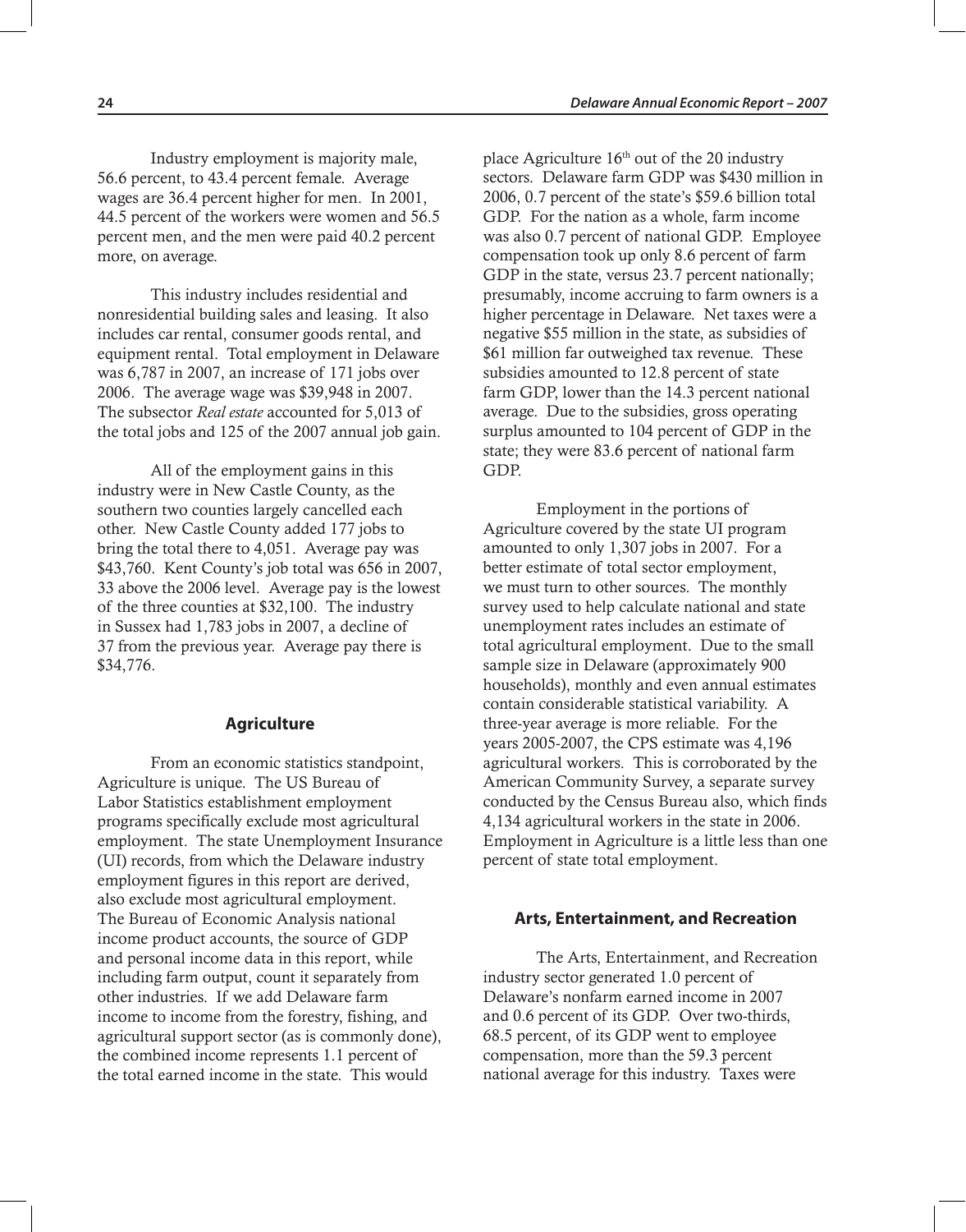Industry employment is majority male, 56.6 percent, to 43.4 percent female. Average wages are 36.4 percent higher for men. In 2001, 44.5 percent of the workers were women and 56.5 percent men, and the men were paid 40.2 percent more, on average.

This industry includes residential and nonresidential building sales and leasing. It also includes car rental, consumer goods rental, and equipment rental. Total employment in Delaware was 6,787 in 2007, an increase of 171 jobs over 2006. The average wage was $39,948 in 2007. The subsector *Real estate* accounted for 5,013 of the total jobs and 125 of the 2007 annual job gain.

All of the employment gains in this industry were in New Castle County, as the southern two counties largely cancelled each other. New Castle County added 177 jobs to bring the total there to 4,051. Average pay was $43,760. Kent County's job total was 656 in 2007, 33 above the 2006 level. Average pay is the lowest of the three counties at $32,100. The industry in Sussex had 1,783 jobs in 2007, a decline of 37 from the previous year. Average pay there is $34,776.

## Agriculture

From an economic statistics standpoint, Agriculture is unique. The US Bureau of Labor Statistics establishment employment programs specifically exclude most agricultural employment. The state Unemployment Insurance (UI) records, from which the Delaware industry employment figures in this report are derived, also exclude most agricultural employment. The Bureau of Economic Analysis national income product accounts, the source of GDP and personal income data in this report, while including farm output, count it separately from other industries. If we add Delaware farm income to income from the forestry, fishing, and agricultural support sector (as is commonly done), the combined income represents 1.1 percent of the total earned income in the state. This would place Agriculture 16th out of the 20 industry sectors. Delaware farm GDP was $430 million in 2006, 0.7 percent of the state's $59.6 billion total GDP. For the nation as a whole, farm income was also 0.7 percent of national GDP. Employee compensation took up only 8.6 percent of farm GDP in the state, versus 23.7 percent nationally; presumably, income accruing to farm owners is a higher percentage in Delaware. Net taxes were a negative $55 million in the state, as subsidies of $61 million far outweighed tax revenue. These subsidies amounted to 12.8 percent of state farm GDP, lower than the 14.3 percent national average. Due to the subsidies, gross operating surplus amounted to 104 percent of GDP in the state; they were 83.6 percent of national farm GDP.

Employment in the portions of Agriculture covered by the state UI program amounted to only 1,307 jobs in 2007. For a better estimate of total sector employment, we must turn to other sources. The monthly survey used to help calculate national and state unemployment rates includes an estimate of total agricultural employment. Due to the small sample size in Delaware (approximately 900 households), monthly and even annual estimates contain considerable statistical variability. A three-year average is more reliable. For the years 2005-2007, the CPS estimate was 4,196 agricultural workers. This is corroborated by the American Community Survey, a separate survey conducted by the Census Bureau also, which finds 4,134 agricultural workers in the state in 2006. Employment in Agriculture is a little less than one percent of state total employment.

## Arts, Entertainment, and Recreation

The Arts, Entertainment, and Recreation industry sector generated 1.0 percent of Delaware's nonfarm earned income in 2007 and 0.6 percent of its GDP. Over two-thirds, 68.5 percent, of its GDP went to employee compensation, more than the 59.3 percent national average for this industry. Taxes were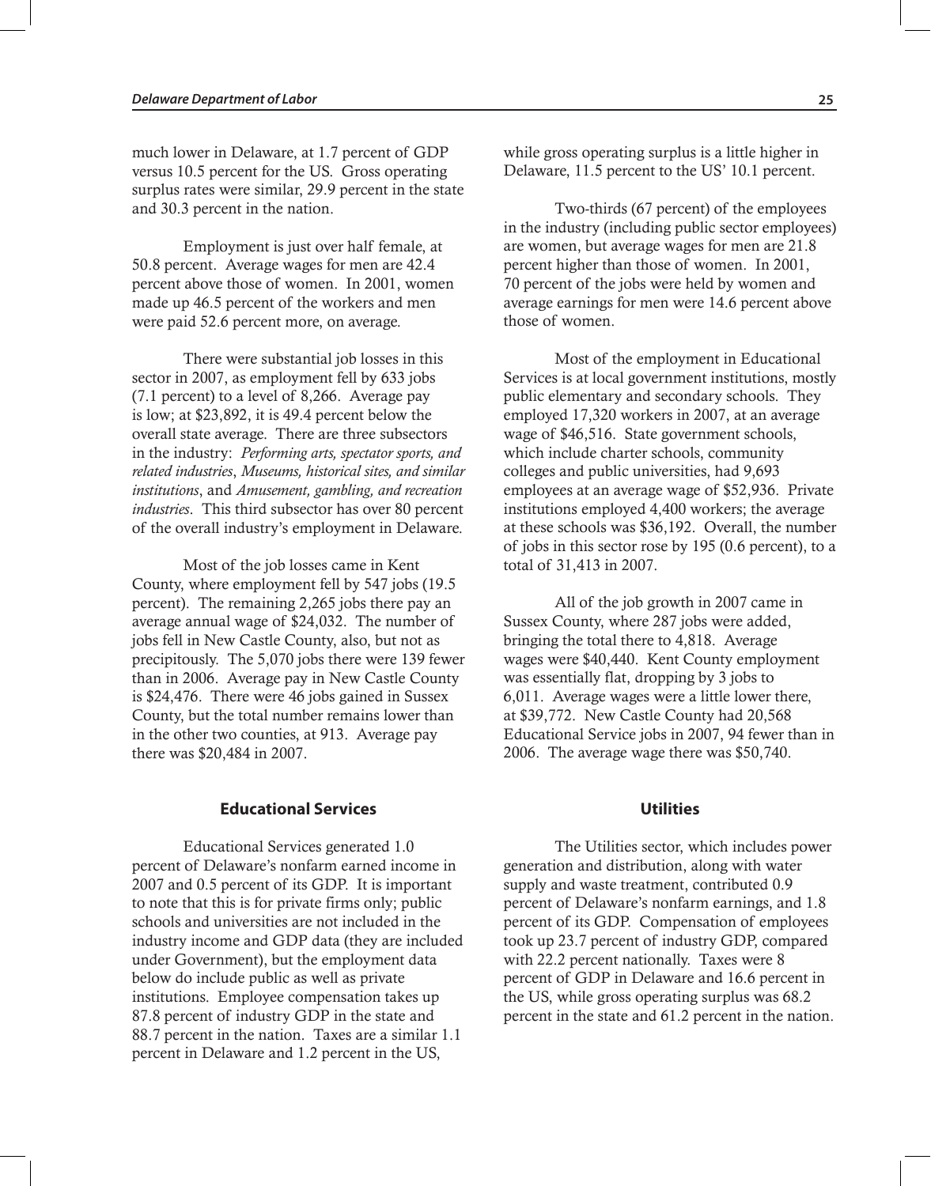much lower in Delaware, at 1.7 percent of GDP versus 10.5 percent for the US. Gross operating surplus rates were similar, 29.9 percent in the state and 30.3 percent in the nation.

Employment is just over half female, at 50.8 percent. Average wages for men are 42.4 percent above those of women. In 2001, women made up 46.5 percent of the workers and men were paid 52.6 percent more, on average.

There were substantial job losses in this sector in 2007, as employment fell by 633 jobs (7.1 percent) to a level of 8,266. Average pay is low; at $23,892, it is 49.4 percent below the overall state average. There are three subsectors in the industry: *Performing arts, spectator sports, and related industries*, *Museums, historical sites, and similar institutions*, and *Amusement, gambling, and recreation industries*. This third subsector has over 80 percent of the overall industry's employment in Delaware.

Most of the job losses came in Kent County, where employment fell by 547 jobs (19.5 percent). The remaining 2,265 jobs there pay an average annual wage of $24,032. The number of jobs fell in New Castle County, also, but not as precipitously. The 5,070 jobs there were 139 fewer than in 2006. Average pay in New Castle County is $24,476. There were 46 jobs gained in Sussex County, but the total number remains lower than in the other two counties, at 913. Average pay there was $20,484 in 2007.

## Educational Services

Educational Services generated 1.0 percent of Delaware's nonfarm earned income in 2007 and 0.5 percent of its GDP. It is important to note that this is for private firms only; public schools and universities are not included in the industry income and GDP data (they are included under Government), but the employment data below do include public as well as private institutions. Employee compensation takes up 87.8 percent of industry GDP in the state and 88.7 percent in the nation. Taxes are a similar 1.1 percent in Delaware and 1.2 percent in the US, while gross operating surplus is a little higher in Delaware, 11.5 percent to the US' 10.1 percent.

Two-thirds (67 percent) of the employees in the industry (including public sector employees) are women, but average wages for men are 21.8 percent higher than those of women. In 2001, 70 percent of the jobs were held by women and average earnings for men were 14.6 percent above those of women.

Most of the employment in Educational Services is at local government institutions, mostly public elementary and secondary schools. They employed 17,320 workers in 2007, at an average wage of $46,516. State government schools, which include charter schools, community colleges and public universities, had 9,693 employees at an average wage of $52,936. Private institutions employed 4,400 workers; the average at these schools was $36,192. Overall, the number of jobs in this sector rose by 195 (0.6 percent), to a total of 31,413 in 2007.

All of the job growth in 2007 came in Sussex County, where 287 jobs were added, bringing the total there to 4,818. Average wages were $40,440. Kent County employment was essentially flat, dropping by 3 jobs to 6,011. Average wages were a little lower there, at $39,772. New Castle County had 20,568 Educational Service jobs in 2007, 94 fewer than in 2006. The average wage there was $50,740.

## Utilities

The Utilities sector, which includes power generation and distribution, along with water supply and waste treatment, contributed 0.9 percent of Delaware's nonfarm earnings, and 1.8 percent of its GDP. Compensation of employees took up 23.7 percent of industry GDP, compared with 22.2 percent nationally. Taxes were 8 percent of GDP in Delaware and 16.6 percent in the US, while gross operating surplus was 68.2 percent in the state and 61.2 percent in the nation.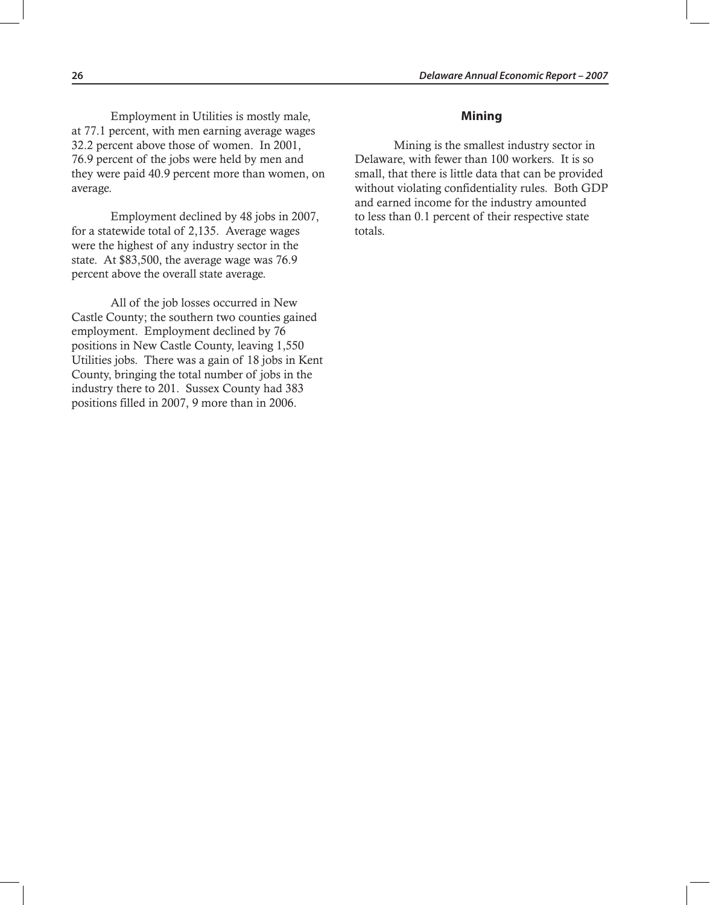Employment in Utilities is mostly male, at 77.1 percent, with men earning average wages 32.2 percent above those of women. In 2001, 76.9 percent of the jobs were held by men and they were paid 40.9 percent more than women, on average.

Employment declined by 48 jobs in 2007, for a statewide total of 2,135. Average wages were the highest of any industry sector in the state. At $83,500, the average wage was 76.9 percent above the overall state average.

All of the job losses occurred in New Castle County; the southern two counties gained employment. Employment declined by 76 positions in New Castle County, leaving 1,550 Utilities jobs. There was a gain of 18 jobs in Kent County, bringing the total number of jobs in the industry there to 201. Sussex County had 383 positions filled in 2007, 9 more than in 2006.

## Mining

Mining is the smallest industry sector in Delaware, with fewer than 100 workers. It is so small, that there is little data that can be provided without violating confidentiality rules. Both GDP and earned income for the industry amounted to less than 0.1 percent of their respective state totals.